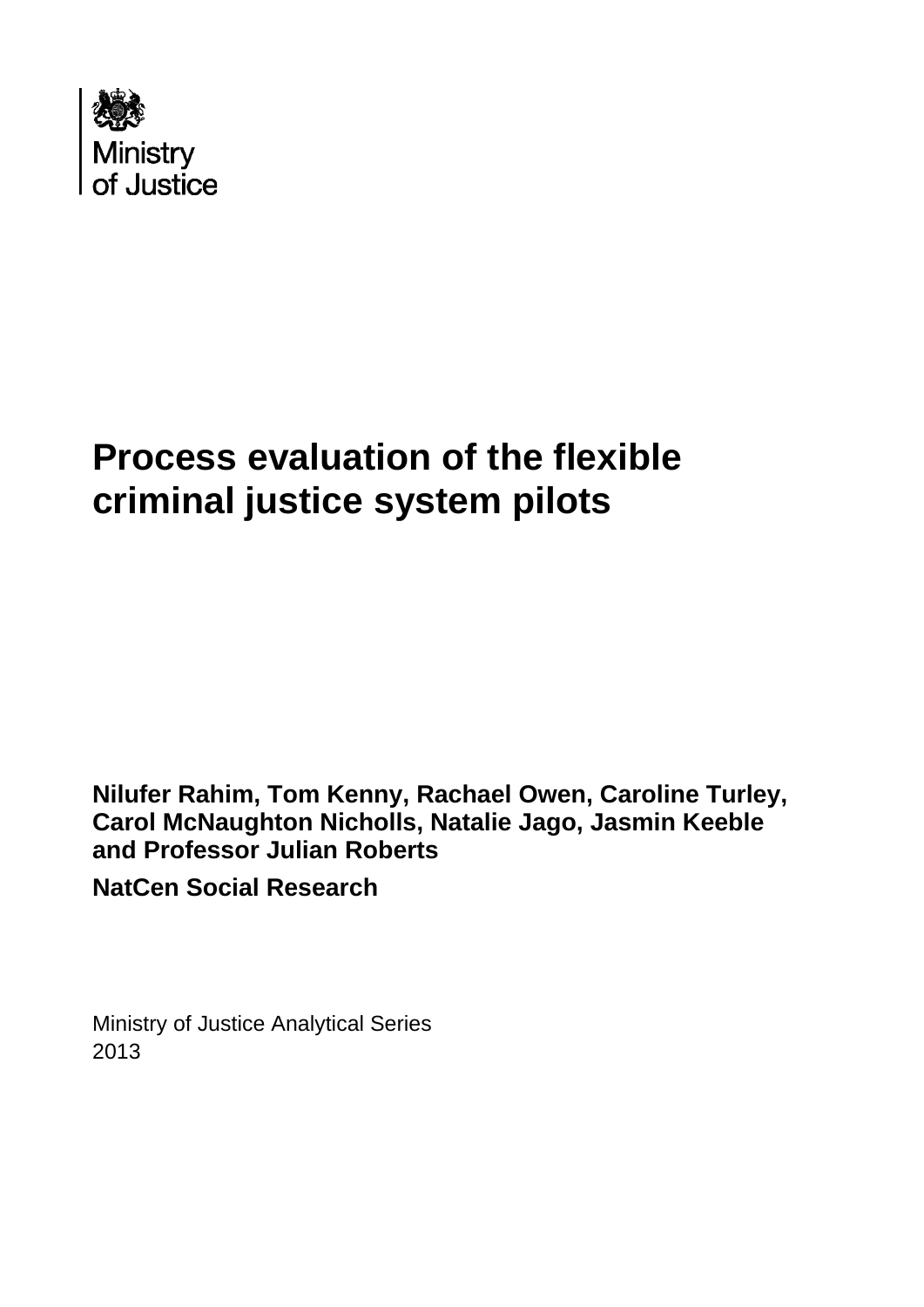Ministry of Justice

# Process evaluation of the flexible criminal justice system pilots

**Nilufer Rahim, Tom Kenny, Rachael Owen, Caroline Turley, Carol McNaughton Nicholls, Natalie Jago, Jasmin Keeble and Professor Julian Roberts**

**NatCen Social Research**

Ministry of Justice Analytical Series
2013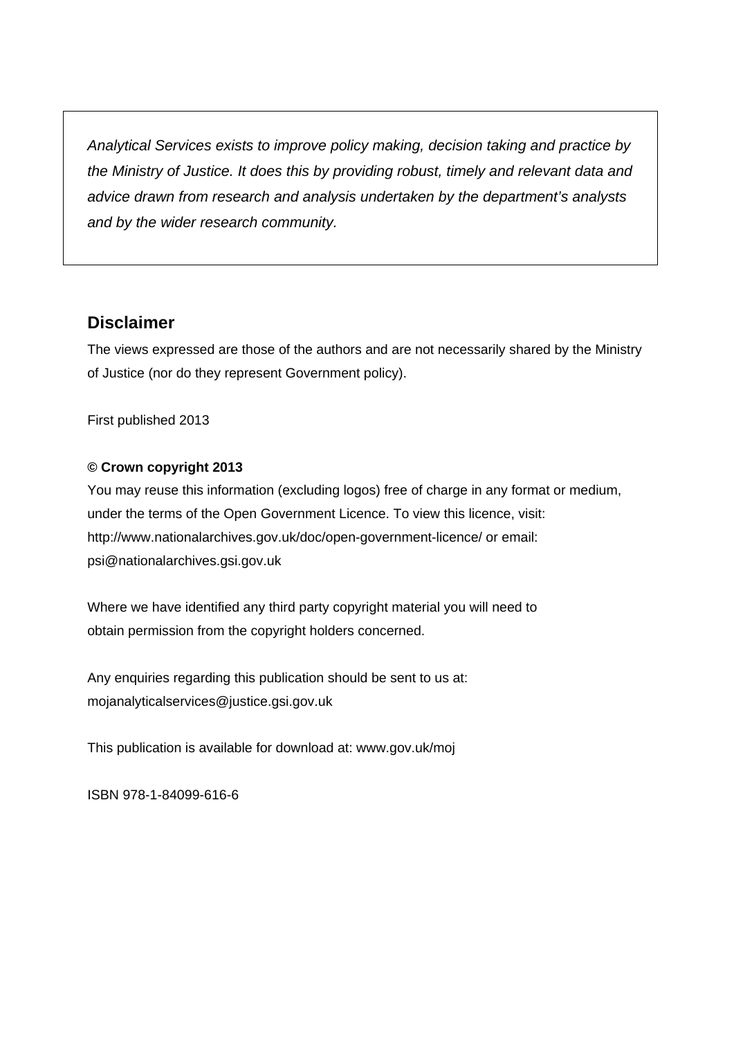*Analytical Services exists to improve policy making, decision taking and practice by the Ministry of Justice. It does this by providing robust, timely and relevant data and advice drawn from research and analysis undertaken by the department's analysts and by the wider research community.*

## Disclaimer

The views expressed are those of the authors and are not necessarily shared by the Ministry of Justice (nor do they represent Government policy).

First published 2013

**© Crown copyright 2013**

You may reuse this information (excluding logos) free of charge in any format or medium, under the terms of the Open Government Licence. To view this licence, visit: http://www.nationalarchives.gov.uk/doc/open-government-licence/ or email: psi@nationalarchives.gsi.gov.uk

Where we have identified any third party copyright material you will need to obtain permission from the copyright holders concerned.

Any enquiries regarding this publication should be sent to us at: mojanalyticalservices@justice.gsi.gov.uk

This publication is available for download at: www.gov.uk/moj

ISBN 978-1-84099-616-6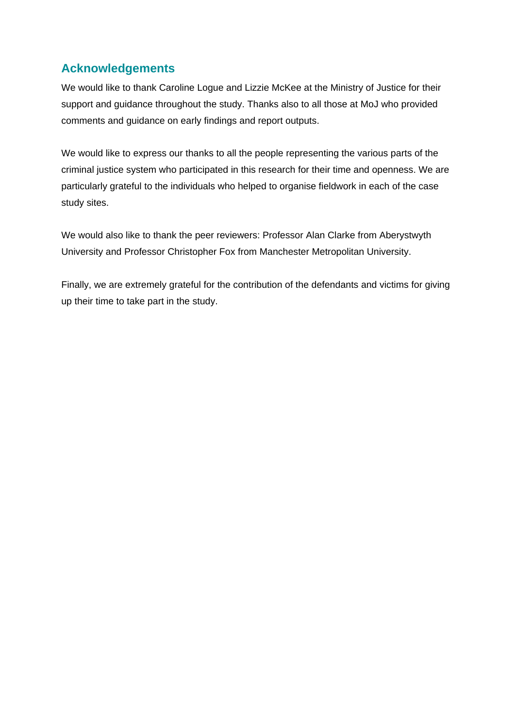## Acknowledgements

We would like to thank Caroline Logue and Lizzie McKee at the Ministry of Justice for their support and guidance throughout the study. Thanks also to all those at MoJ who provided comments and guidance on early findings and report outputs.

We would like to express our thanks to all the people representing the various parts of the criminal justice system who participated in this research for their time and openness. We are particularly grateful to the individuals who helped to organise fieldwork in each of the case study sites.

We would also like to thank the peer reviewers: Professor Alan Clarke from Aberystwyth University and Professor Christopher Fox from Manchester Metropolitan University.

Finally, we are extremely grateful for the contribution of the defendants and victims for giving up their time to take part in the study.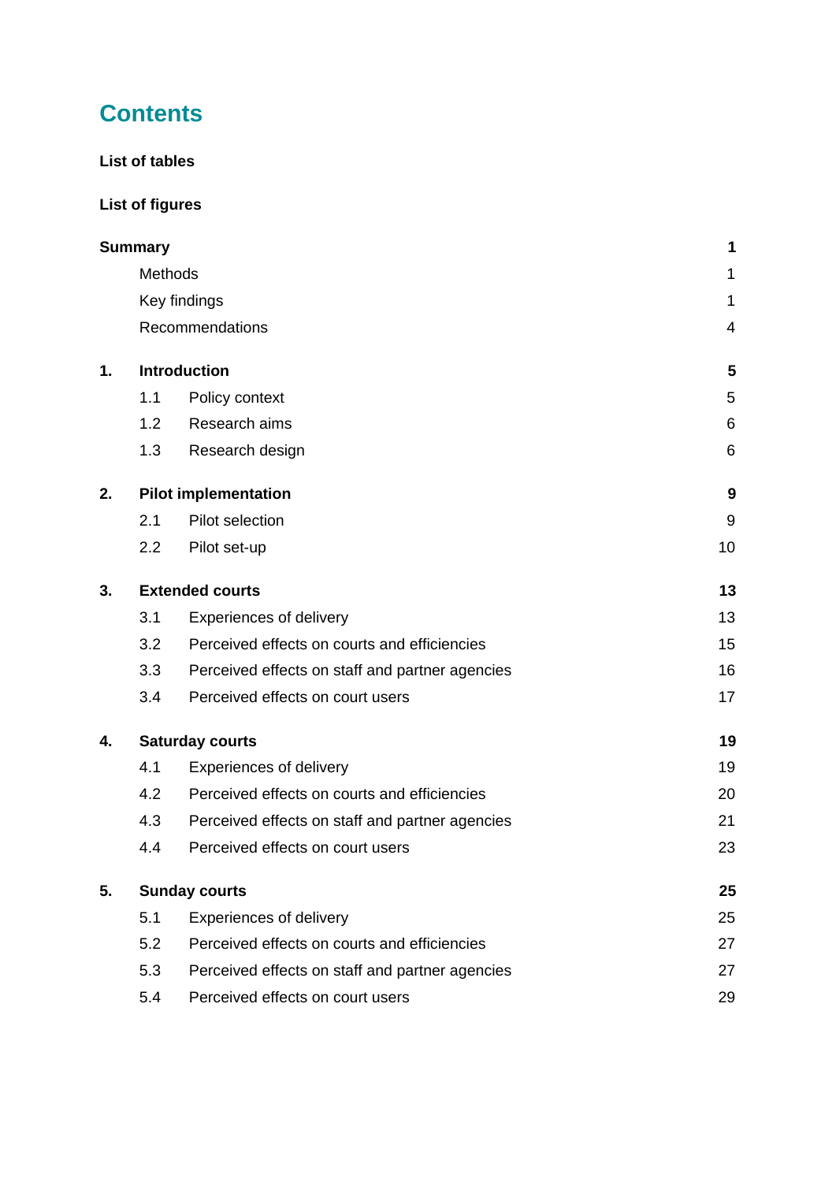# Contents

**List of tables**

**List of figures**

| | | |
|---|---|---|
| **Summary** | | **1** |
| | Methods | 1 |
| | Key findings | 1 |
| | Recommendations | 4 |
| **1.** | **Introduction** | **5** |
| 1.1 | Policy context | 5 |
| 1.2 | Research aims | 6 |
| 1.3 | Research design | 6 |
| **2.** | **Pilot implementation** | **9** |
| 2.1 | Pilot selection | 9 |
| 2.2 | Pilot set-up | 10 |
| **3.** | **Extended courts** | **13** |
| 3.1 | Experiences of delivery | 13 |
| 3.2 | Perceived effects on courts and efficiencies | 15 |
| 3.3 | Perceived effects on staff and partner agencies | 16 |
| 3.4 | Perceived effects on court users | 17 |
| **4.** | **Saturday courts** | **19** |
| 4.1 | Experiences of delivery | 19 |
| 4.2 | Perceived effects on courts and efficiencies | 20 |
| 4.3 | Perceived effects on staff and partner agencies | 21 |
| 4.4 | Perceived effects on court users | 23 |
| **5.** | **Sunday courts** | **25** |
| 5.1 | Experiences of delivery | 25 |
| 5.2 | Perceived effects on courts and efficiencies | 27 |
| 5.3 | Perceived effects on staff and partner agencies | 27 |
| 5.4 | Perceived effects on court users | 29 |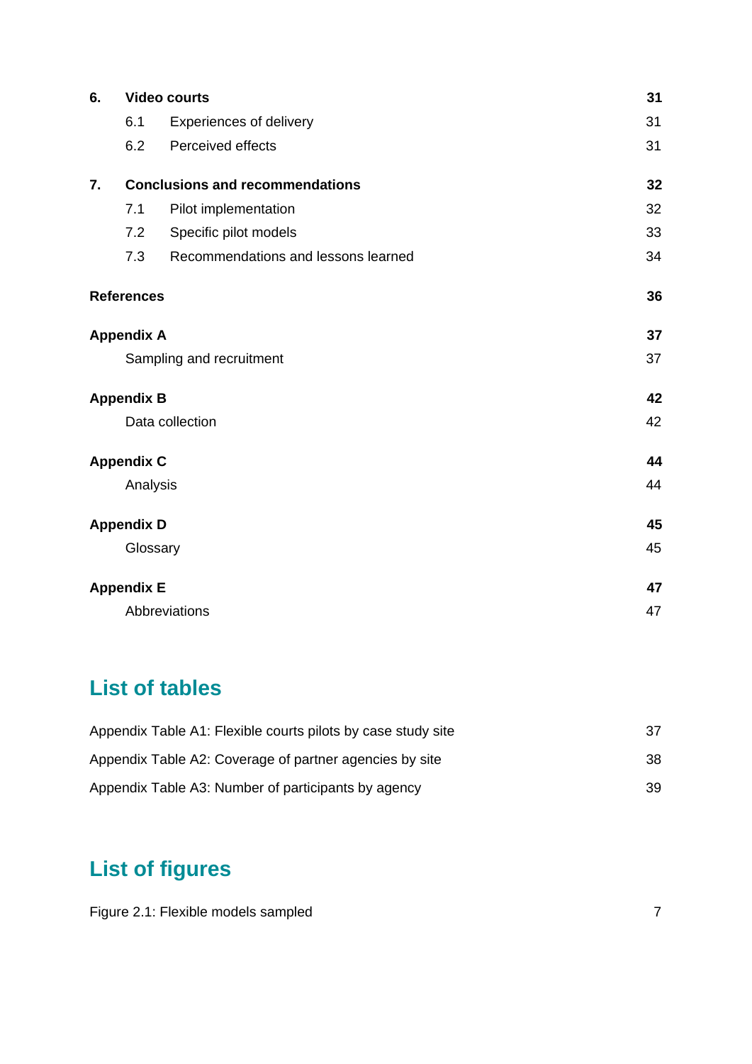| | | |
|---|---|---|
| **6.** | **Video courts** | **31** |
| 6.1 | Experiences of delivery | 31 |
| 6.2 | Perceived effects | 31 |
| **7.** | **Conclusions and recommendations** | **32** |
| 7.1 | Pilot implementation | 32 |
| 7.2 | Specific pilot models | 33 |
| 7.3 | Recommendations and lessons learned | 34 |
| **References** | | **36** |
| **Appendix A** | | **37** |
| | Sampling and recruitment | 37 |
| **Appendix B** | | **42** |
| | Data collection | 42 |
| **Appendix C** | | **44** |
| | Analysis | 44 |
| **Appendix D** | | **45** |
| | Glossary | 45 |
| **Appendix E** | | **47** |
| | Abbreviations | 47 |

## List of tables

| | |
|---|---|
| Appendix Table A1: Flexible courts pilots by case study site | 37 |
| Appendix Table A2: Coverage of partner agencies by site | 38 |
| Appendix Table A3: Number of participants by agency | 39 |

## List of figures

| | |
|---|---|
| Figure 2.1: Flexible models sampled | 7 |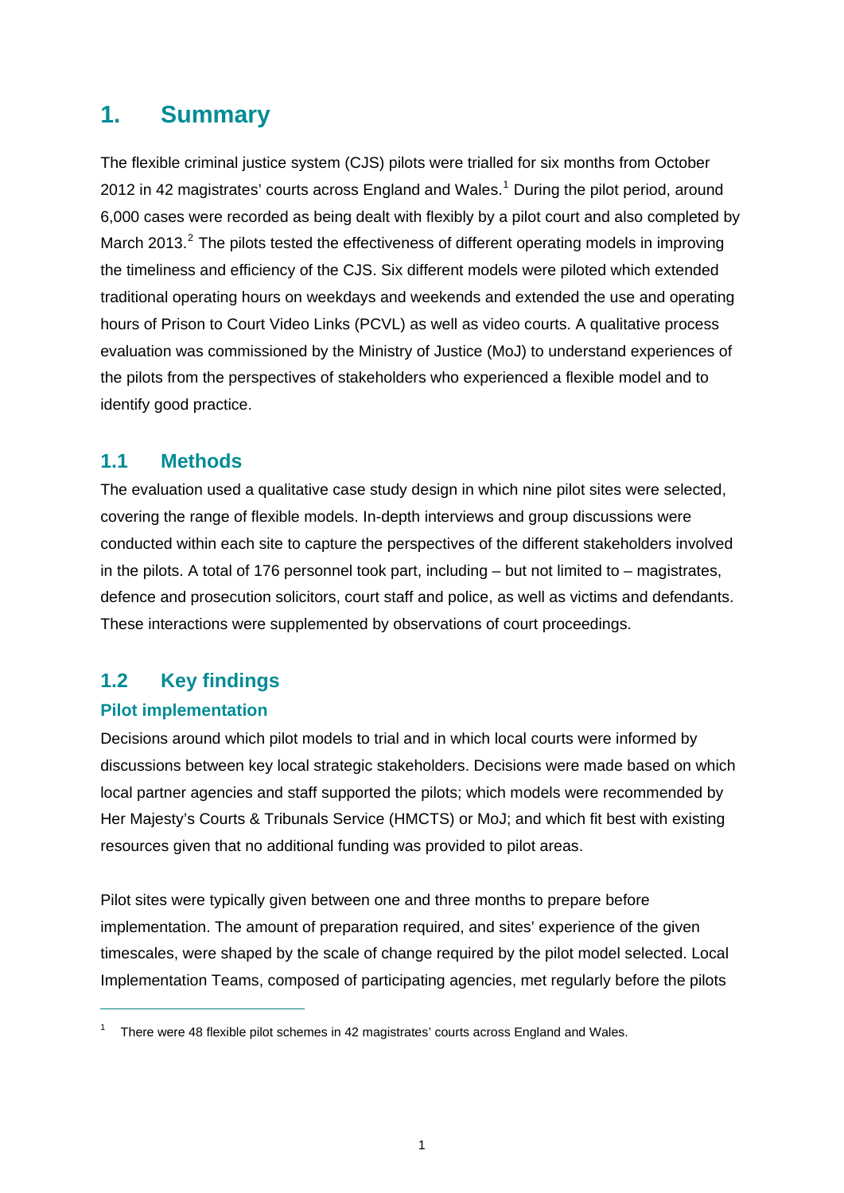# 1. Summary

The flexible criminal justice system (CJS) pilots were trialled for six months from October 2012 in 42 magistrates' courts across England and Wales.[1] During the pilot period, around 6,000 cases were recorded as being dealt with flexibly by a pilot court and also completed by March 2013.[2] The pilots tested the effectiveness of different operating models in improving the timeliness and efficiency of the CJS. Six different models were piloted which extended traditional operating hours on weekdays and weekends and extended the use and operating hours of Prison to Court Video Links (PCVL) as well as video courts. A qualitative process evaluation was commissioned by the Ministry of Justice (MoJ) to understand experiences of the pilots from the perspectives of stakeholders who experienced a flexible model and to identify good practice.

## 1.1 Methods

The evaluation used a qualitative case study design in which nine pilot sites were selected, covering the range of flexible models. In-depth interviews and group discussions were conducted within each site to capture the perspectives of the different stakeholders involved in the pilots. A total of 176 personnel took part, including – but not limited to – magistrates, defence and prosecution solicitors, court staff and police, as well as victims and defendants. These interactions were supplemented by observations of court proceedings.

## 1.2 Key findings

### Pilot implementation

Decisions around which pilot models to trial and in which local courts were informed by discussions between key local strategic stakeholders. Decisions were made based on which local partner agencies and staff supported the pilots; which models were recommended by Her Majesty's Courts & Tribunals Service (HMCTS) or MoJ; and which fit best with existing resources given that no additional funding was provided to pilot areas.

Pilot sites were typically given between one and three months to prepare before implementation. The amount of preparation required, and sites' experience of the given timescales, were shaped by the scale of change required by the pilot model selected. Local Implementation Teams, composed of participating agencies, met regularly before the pilots

---

[1] There were 48 flexible pilot schemes in 42 magistrates' courts across England and Wales.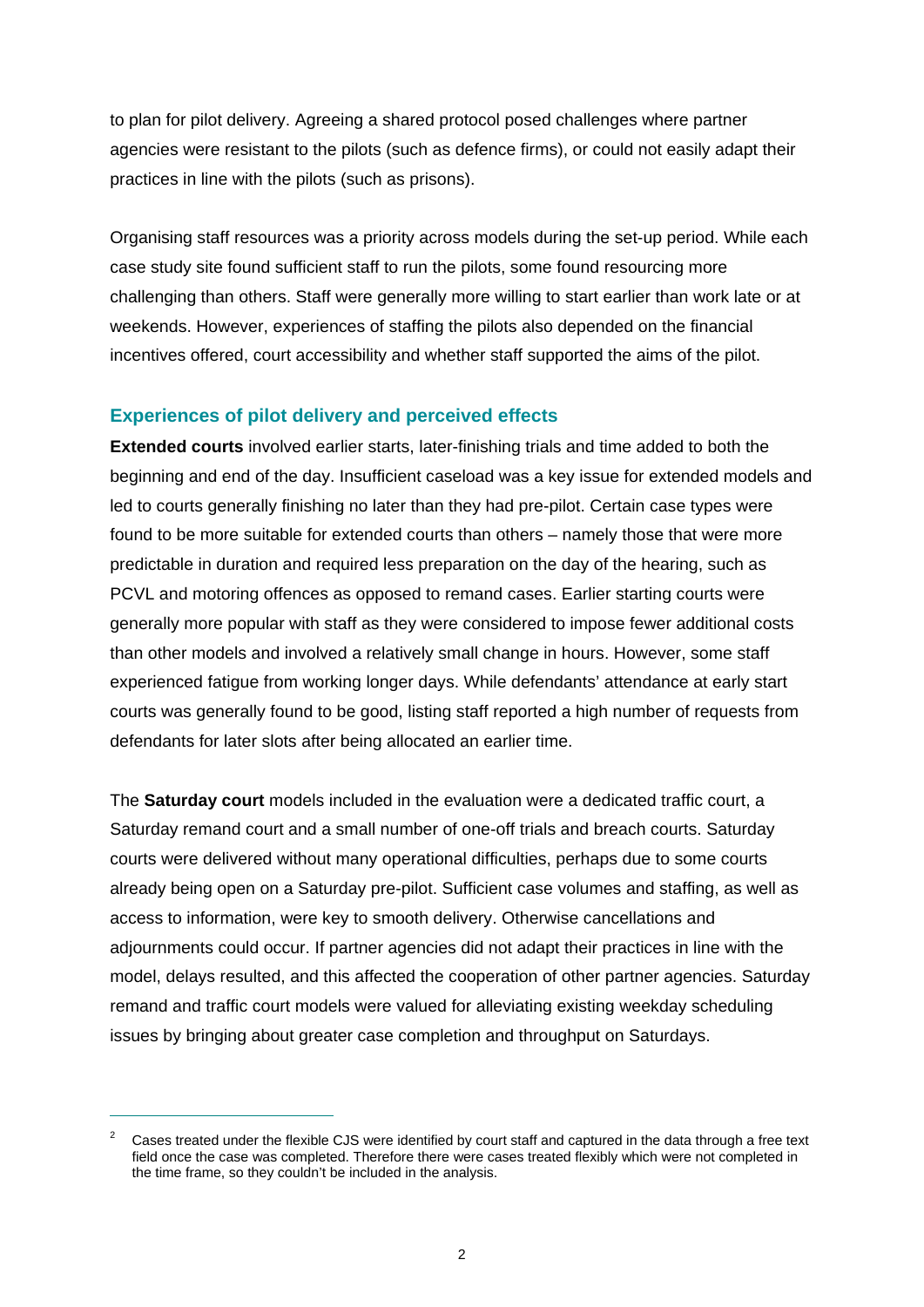to plan for pilot delivery. Agreeing a shared protocol posed challenges where partner agencies were resistant to the pilots (such as defence firms), or could not easily adapt their practices in line with the pilots (such as prisons).

Organising staff resources was a priority across models during the set-up period. While each case study site found sufficient staff to run the pilots, some found resourcing more challenging than others. Staff were generally more willing to start earlier than work late or at weekends. However, experiences of staffing the pilots also depended on the financial incentives offered, court accessibility and whether staff supported the aims of the pilot.

### Experiences of pilot delivery and perceived effects

**Extended courts** involved earlier starts, later-finishing trials and time added to both the beginning and end of the day. Insufficient caseload was a key issue for extended models and led to courts generally finishing no later than they had pre-pilot. Certain case types were found to be more suitable for extended courts than others – namely those that were more predictable in duration and required less preparation on the day of the hearing, such as PCVL and motoring offences as opposed to remand cases. Earlier starting courts were generally more popular with staff as they were considered to impose fewer additional costs than other models and involved a relatively small change in hours. However, some staff experienced fatigue from working longer days. While defendants' attendance at early start courts was generally found to be good, listing staff reported a high number of requests from defendants for later slots after being allocated an earlier time.

The **Saturday court** models included in the evaluation were a dedicated traffic court, a Saturday remand court and a small number of one-off trials and breach courts. Saturday courts were delivered without many operational difficulties, perhaps due to some courts already being open on a Saturday pre-pilot. Sufficient case volumes and staffing, as well as access to information, were key to smooth delivery. Otherwise cancellations and adjournments could occur. If partner agencies did not adapt their practices in line with the model, delays resulted, and this affected the cooperation of other partner agencies. Saturday remand and traffic court models were valued for alleviating existing weekday scheduling issues by bringing about greater case completion and throughput on Saturdays.

---

[2] Cases treated under the flexible CJS were identified by court staff and captured in the data through a free text field once the case was completed. Therefore there were cases treated flexibly which were not completed in the time frame, so they couldn't be included in the analysis.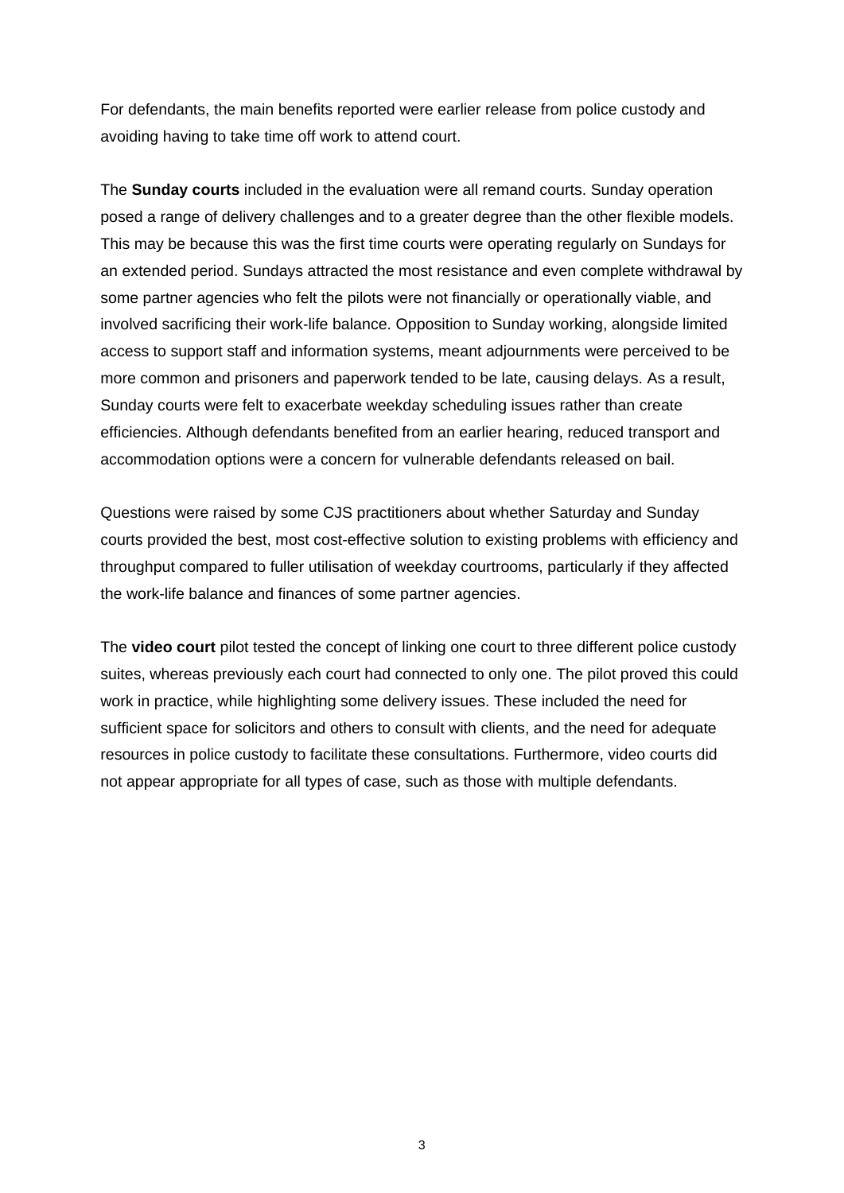For defendants, the main benefits reported were earlier release from police custody and avoiding having to take time off work to attend court.

The **Sunday courts** included in the evaluation were all remand courts. Sunday operation posed a range of delivery challenges and to a greater degree than the other flexible models. This may be because this was the first time courts were operating regularly on Sundays for an extended period. Sundays attracted the most resistance and even complete withdrawal by some partner agencies who felt the pilots were not financially or operationally viable, and involved sacrificing their work-life balance. Opposition to Sunday working, alongside limited access to support staff and information systems, meant adjournments were perceived to be more common and prisoners and paperwork tended to be late, causing delays. As a result, Sunday courts were felt to exacerbate weekday scheduling issues rather than create efficiencies. Although defendants benefited from an earlier hearing, reduced transport and accommodation options were a concern for vulnerable defendants released on bail.

Questions were raised by some CJS practitioners about whether Saturday and Sunday courts provided the best, most cost-effective solution to existing problems with efficiency and throughput compared to fuller utilisation of weekday courtrooms, particularly if they affected the work-life balance and finances of some partner agencies.

The **video court** pilot tested the concept of linking one court to three different police custody suites, whereas previously each court had connected to only one. The pilot proved this could work in practice, while highlighting some delivery issues. These included the need for sufficient space for solicitors and others to consult with clients, and the need for adequate resources in police custody to facilitate these consultations. Furthermore, video courts did not appear appropriate for all types of case, such as those with multiple defendants.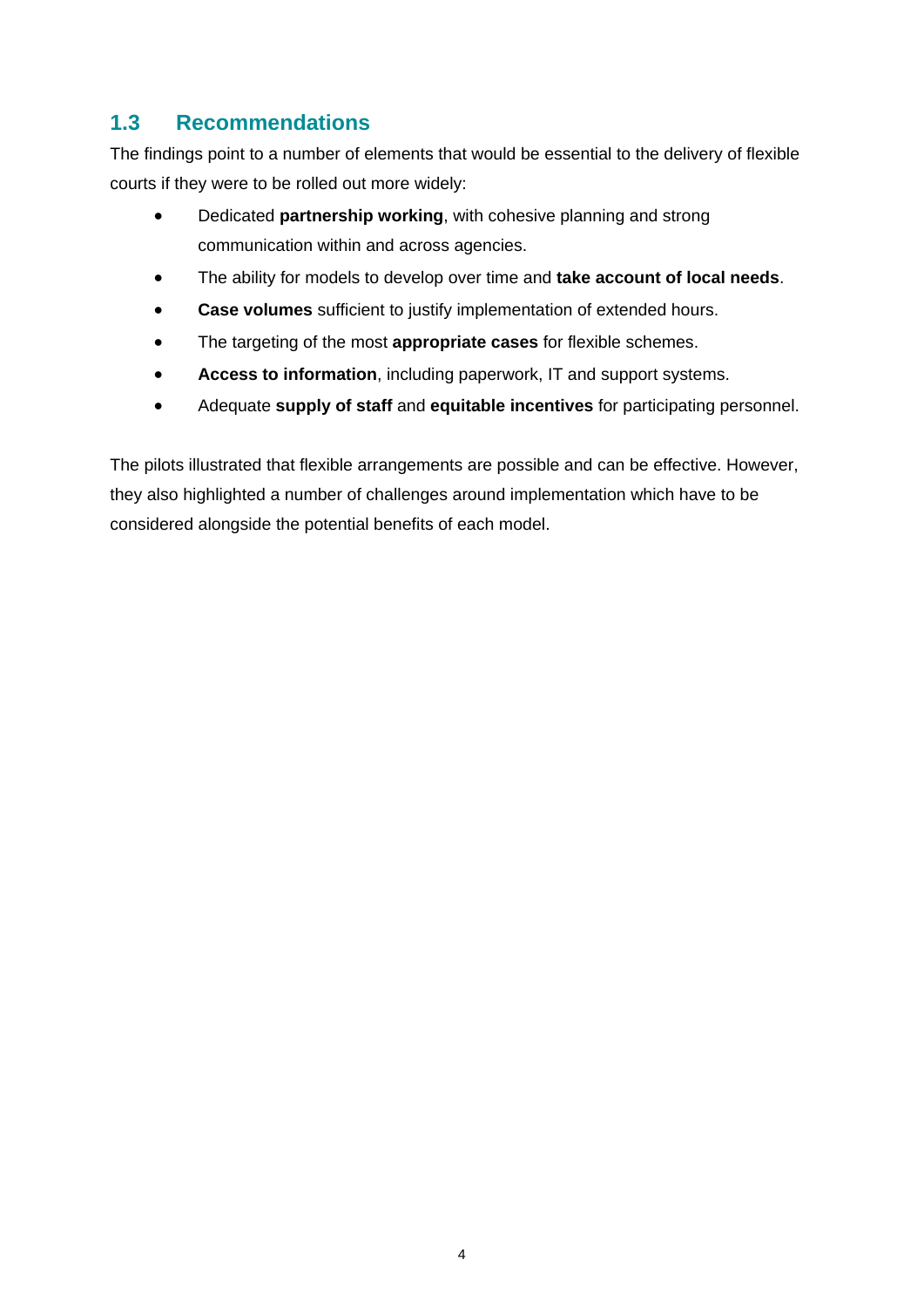## 1.3 Recommendations

The findings point to a number of elements that would be essential to the delivery of flexible courts if they were to be rolled out more widely:

- Dedicated **partnership working**, with cohesive planning and strong communication within and across agencies.
- The ability for models to develop over time and **take account of local needs**.
- **Case volumes** sufficient to justify implementation of extended hours.
- The targeting of the most **appropriate cases** for flexible schemes.
- **Access to information**, including paperwork, IT and support systems.
- Adequate **supply of staff** and **equitable incentives** for participating personnel.

The pilots illustrated that flexible arrangements are possible and can be effective. However, they also highlighted a number of challenges around implementation which have to be considered alongside the potential benefits of each model.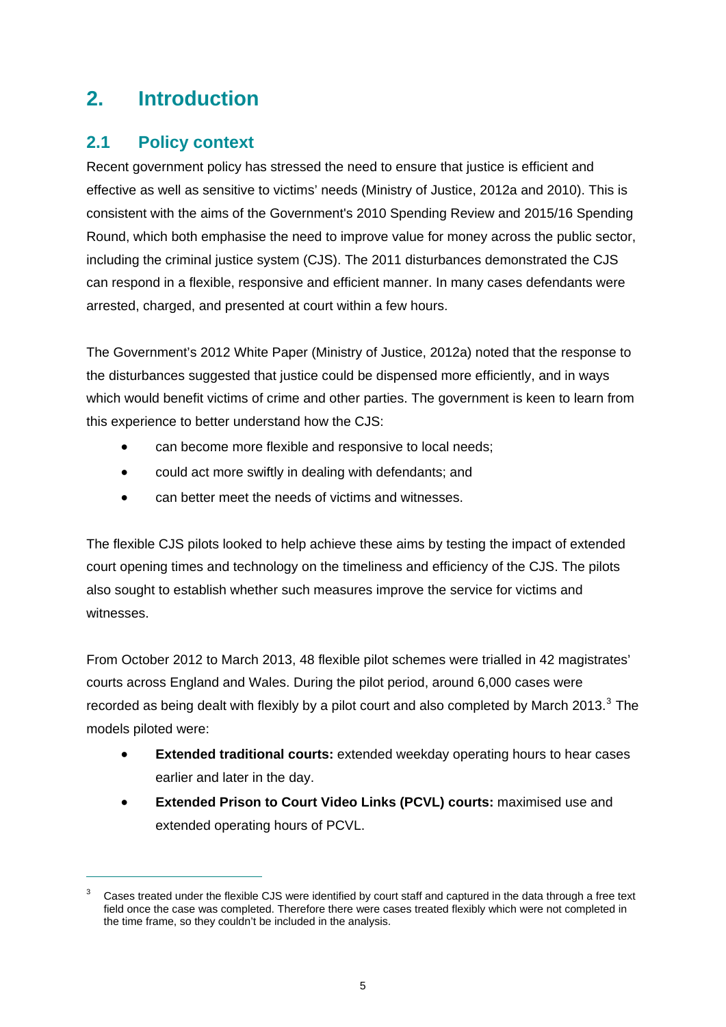# 2. Introduction

## 2.1 Policy context

Recent government policy has stressed the need to ensure that justice is efficient and effective as well as sensitive to victims' needs (Ministry of Justice, 2012a and 2010). This is consistent with the aims of the Government's 2010 Spending Review and 2015/16 Spending Round, which both emphasise the need to improve value for money across the public sector, including the criminal justice system (CJS). The 2011 disturbances demonstrated the CJS can respond in a flexible, responsive and efficient manner. In many cases defendants were arrested, charged, and presented at court within a few hours.

The Government's 2012 White Paper (Ministry of Justice, 2012a) noted that the response to the disturbances suggested that justice could be dispensed more efficiently, and in ways which would benefit victims of crime and other parties. The government is keen to learn from this experience to better understand how the CJS:

- can become more flexible and responsive to local needs;
- could act more swiftly in dealing with defendants; and
- can better meet the needs of victims and witnesses.

The flexible CJS pilots looked to help achieve these aims by testing the impact of extended court opening times and technology on the timeliness and efficiency of the CJS. The pilots also sought to establish whether such measures improve the service for victims and witnesses.

From October 2012 to March 2013, 48 flexible pilot schemes were trialled in 42 magistrates' courts across England and Wales. During the pilot period, around 6,000 cases were recorded as being dealt with flexibly by a pilot court and also completed by March 2013.[3] The models piloted were:

- **Extended traditional courts:** extended weekday operating hours to hear cases earlier and later in the day.
- **Extended Prison to Court Video Links (PCVL) courts:** maximised use and extended operating hours of PCVL.

[3] Cases treated under the flexible CJS were identified by court staff and captured in the data through a free text field once the case was completed. Therefore there were cases treated flexibly which were not completed in the time frame, so they couldn't be included in the analysis.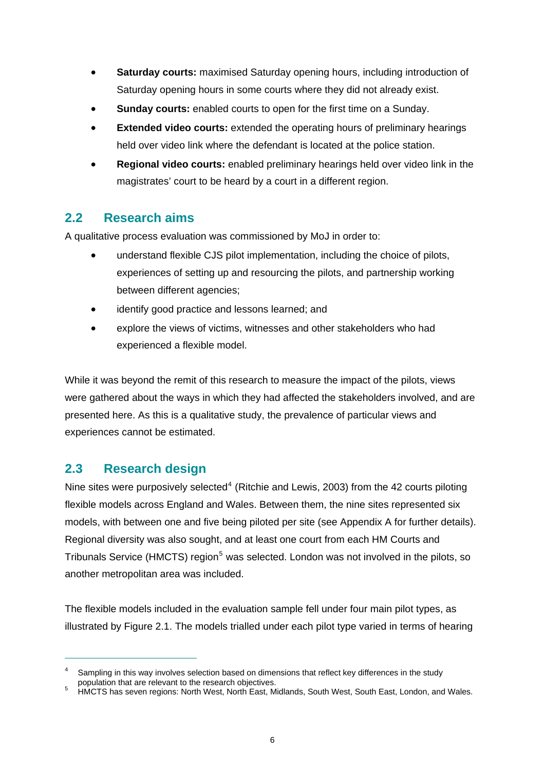- **Saturday courts:** maximised Saturday opening hours, including introduction of Saturday opening hours in some courts where they did not already exist.
- **Sunday courts:** enabled courts to open for the first time on a Sunday.
- **Extended video courts:** extended the operating hours of preliminary hearings held over video link where the defendant is located at the police station.
- **Regional video courts:** enabled preliminary hearings held over video link in the magistrates' court to be heard by a court in a different region.

## 2.2 Research aims

A qualitative process evaluation was commissioned by MoJ in order to:

- understand flexible CJS pilot implementation, including the choice of pilots, experiences of setting up and resourcing the pilots, and partnership working between different agencies;
- identify good practice and lessons learned; and
- explore the views of victims, witnesses and other stakeholders who had experienced a flexible model.

While it was beyond the remit of this research to measure the impact of the pilots, views were gathered about the ways in which they had affected the stakeholders involved, and are presented here. As this is a qualitative study, the prevalence of particular views and experiences cannot be estimated.

## 2.3 Research design

Nine sites were purposively selected[4] (Ritchie and Lewis, 2003) from the 42 courts piloting flexible models across England and Wales. Between them, the nine sites represented six models, with between one and five being piloted per site (see Appendix A for further details). Regional diversity was also sought, and at least one court from each HM Courts and Tribunals Service (HMCTS) region[5] was selected. London was not involved in the pilots, so another metropolitan area was included.

The flexible models included in the evaluation sample fell under four main pilot types, as illustrated by Figure 2.1. The models trialled under each pilot type varied in terms of hearing

[4] Sampling in this way involves selection based on dimensions that reflect key differences in the study population that are relevant to the research objectives.

[5] HMCTS has seven regions: North West, North East, Midlands, South West, South East, London, and Wales.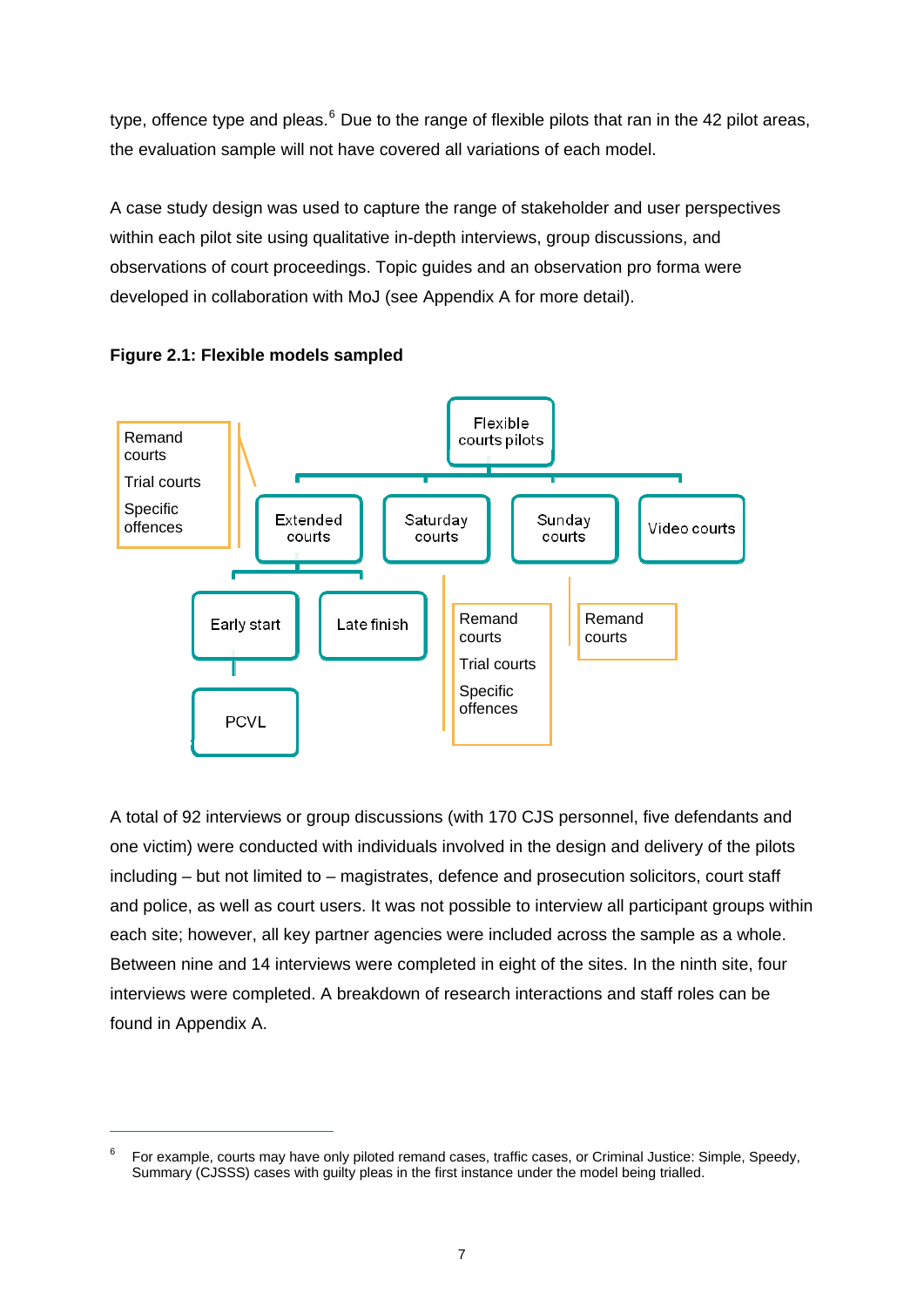type, offence type and pleas.[6] Due to the range of flexible pilots that ran in the 42 pilot areas, the evaluation sample will not have covered all variations of each model.

A case study design was used to capture the range of stakeholder and user perspectives within each pilot site using qualitative in-depth interviews, group discussions, and observations of court proceedings. Topic guides and an observation pro forma were developed in collaboration with MoJ (see Appendix A for more detail).

**Figure 2.1: Flexible models sampled**

- Flexible courts pilots
  - Extended courts (Remand courts; Trial courts; Specific offences)
    - Early start
      - PCVL
    - Late finish
  - Saturday courts (Remand courts; Trial courts; Specific offences)
  - Sunday courts (Remand courts)
  - Video courts

A total of 92 interviews or group discussions (with 170 CJS personnel, five defendants and one victim) were conducted with individuals involved in the design and delivery of the pilots including – but not limited to – magistrates, defence and prosecution solicitors, court staff and police, as well as court users. It was not possible to interview all participant groups within each site; however, all key partner agencies were included across the sample as a whole. Between nine and 14 interviews were completed in eight of the sites. In the ninth site, four interviews were completed. A breakdown of research interactions and staff roles can be found in Appendix A.

[6] For example, courts may have only piloted remand cases, traffic cases, or Criminal Justice: Simple, Speedy, Summary (CJSSS) cases with guilty pleas in the first instance under the model being trialled.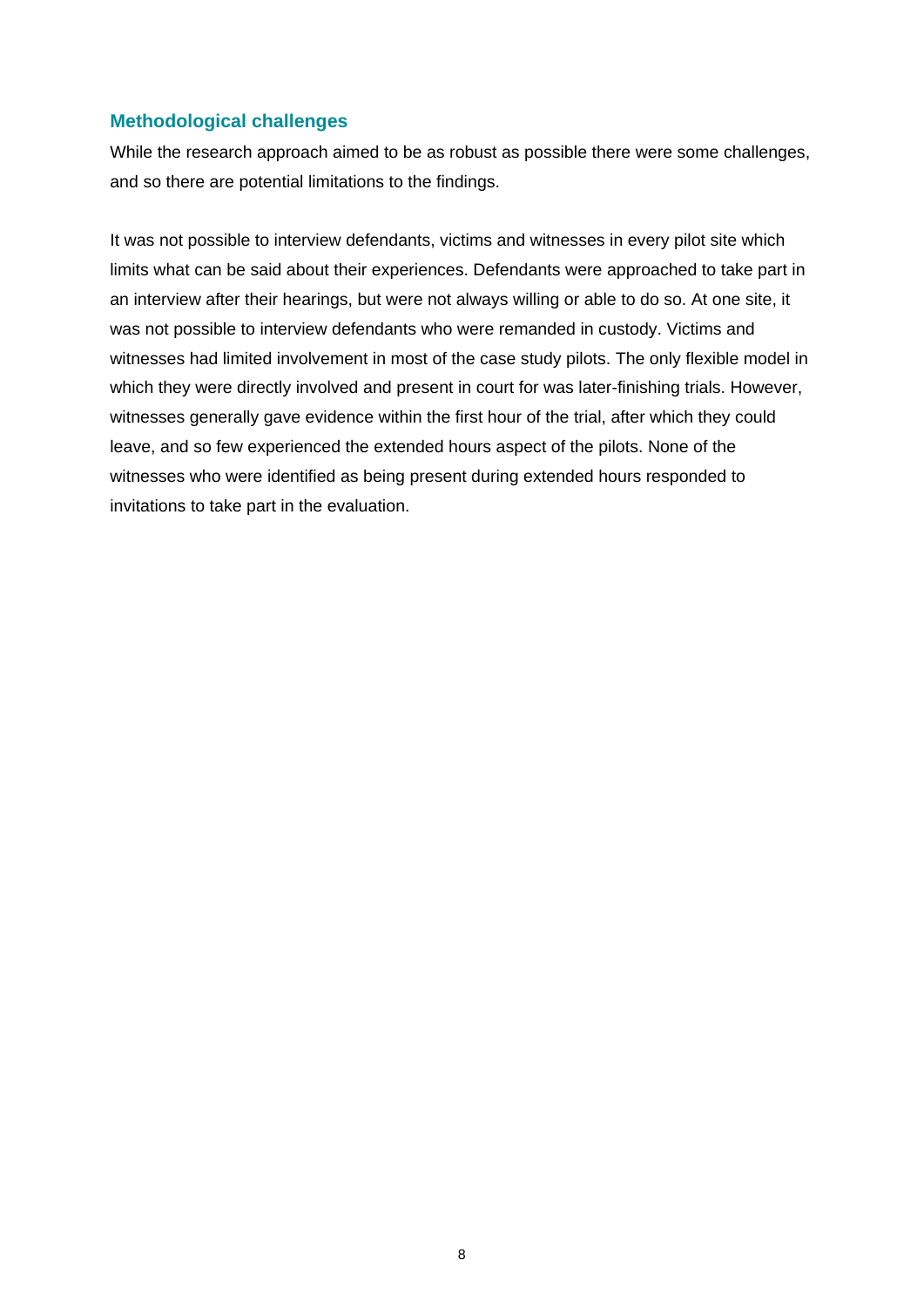### Methodological challenges

While the research approach aimed to be as robust as possible there were some challenges, and so there are potential limitations to the findings.

It was not possible to interview defendants, victims and witnesses in every pilot site which limits what can be said about their experiences. Defendants were approached to take part in an interview after their hearings, but were not always willing or able to do so. At one site, it was not possible to interview defendants who were remanded in custody. Victims and witnesses had limited involvement in most of the case study pilots. The only flexible model in which they were directly involved and present in court for was later-finishing trials. However, witnesses generally gave evidence within the first hour of the trial, after which they could leave, and so few experienced the extended hours aspect of the pilots. None of the witnesses who were identified as being present during extended hours responded to invitations to take part in the evaluation.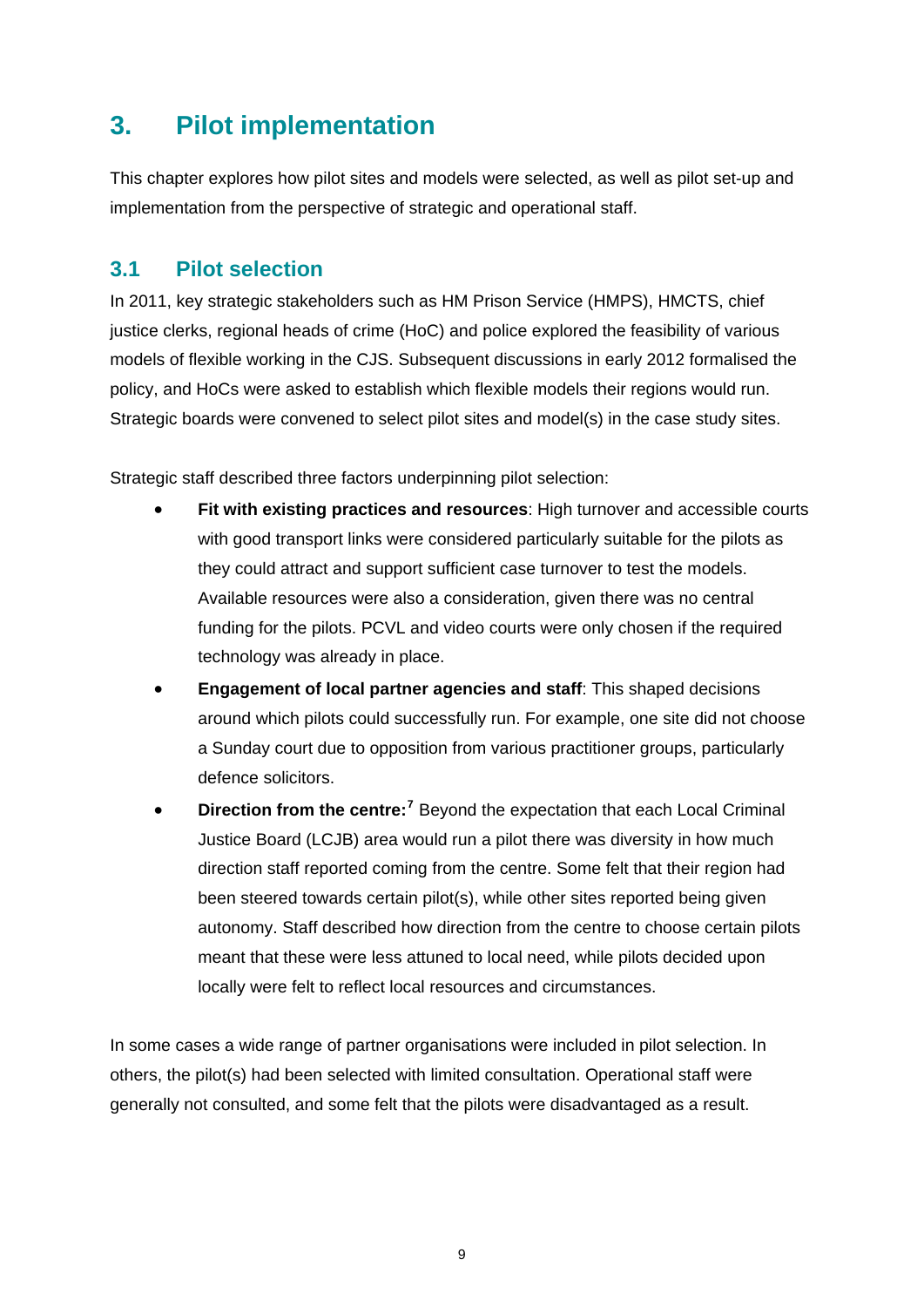# 3. Pilot implementation

This chapter explores how pilot sites and models were selected, as well as pilot set-up and implementation from the perspective of strategic and operational staff.

## 3.1 Pilot selection

In 2011, key strategic stakeholders such as HM Prison Service (HMPS), HMCTS, chief justice clerks, regional heads of crime (HoC) and police explored the feasibility of various models of flexible working in the CJS. Subsequent discussions in early 2012 formalised the policy, and HoCs were asked to establish which flexible models their regions would run. Strategic boards were convened to select pilot sites and model(s) in the case study sites.

Strategic staff described three factors underpinning pilot selection:

- **Fit with existing practices and resources**: High turnover and accessible courts with good transport links were considered particularly suitable for the pilots as they could attract and support sufficient case turnover to test the models. Available resources were also a consideration, given there was no central funding for the pilots. PCVL and video courts were only chosen if the required technology was already in place.
- **Engagement of local partner agencies and staff**: This shaped decisions around which pilots could successfully run. For example, one site did not choose a Sunday court due to opposition from various practitioner groups, particularly defence solicitors.
- **Direction from the centre:**[7] Beyond the expectation that each Local Criminal Justice Board (LCJB) area would run a pilot there was diversity in how much direction staff reported coming from the centre. Some felt that their region had been steered towards certain pilot(s), while other sites reported being given autonomy. Staff described how direction from the centre to choose certain pilots meant that these were less attuned to local need, while pilots decided upon locally were felt to reflect local resources and circumstances.

In some cases a wide range of partner organisations were included in pilot selection. In others, the pilot(s) had been selected with limited consultation. Operational staff were generally not consulted, and some felt that the pilots were disadvantaged as a result.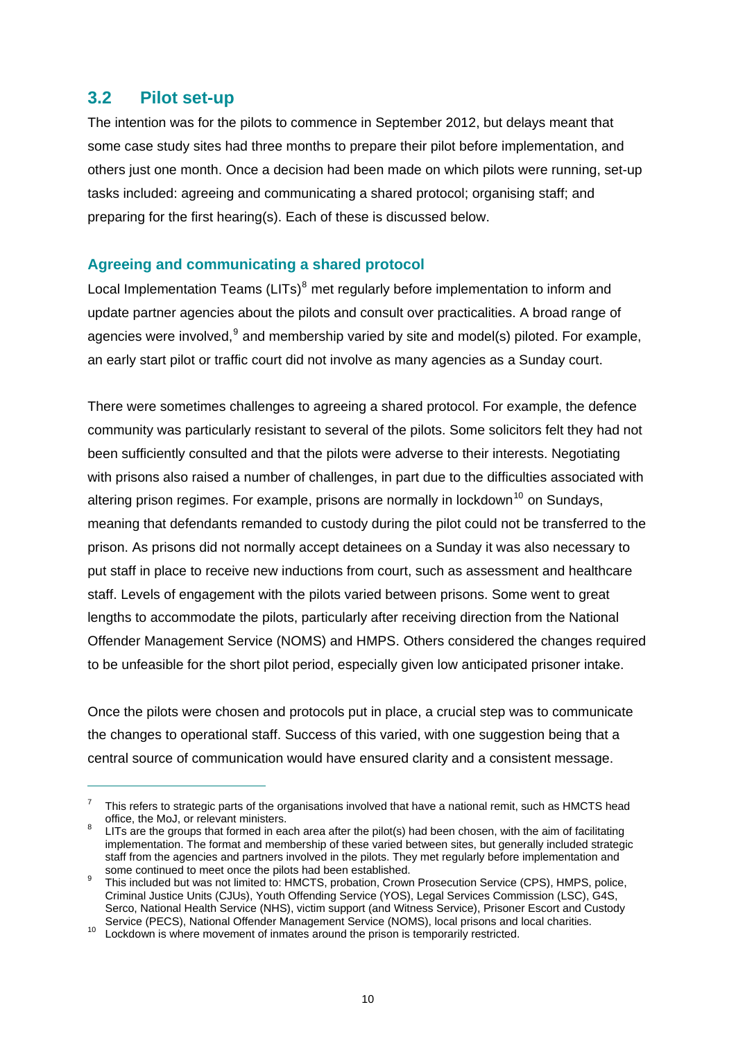## 3.2 Pilot set-up

The intention was for the pilots to commence in September 2012, but delays meant that some case study sites had three months to prepare their pilot before implementation, and others just one month. Once a decision had been made on which pilots were running, set-up tasks included: agreeing and communicating a shared protocol; organising staff; and preparing for the first hearing(s). Each of these is discussed below.

### Agreeing and communicating a shared protocol

Local Implementation Teams (LITs)[8] met regularly before implementation to inform and update partner agencies about the pilots and consult over practicalities. A broad range of agencies were involved,[9] and membership varied by site and model(s) piloted. For example, an early start pilot or traffic court did not involve as many agencies as a Sunday court.

There were sometimes challenges to agreeing a shared protocol. For example, the defence community was particularly resistant to several of the pilots. Some solicitors felt they had not been sufficiently consulted and that the pilots were adverse to their interests. Negotiating with prisons also raised a number of challenges, in part due to the difficulties associated with altering prison regimes. For example, prisons are normally in lockdown[10] on Sundays, meaning that defendants remanded to custody during the pilot could not be transferred to the prison. As prisons did not normally accept detainees on a Sunday it was also necessary to put staff in place to receive new inductions from court, such as assessment and healthcare staff. Levels of engagement with the pilots varied between prisons. Some went to great lengths to accommodate the pilots, particularly after receiving direction from the National Offender Management Service (NOMS) and HMPS. Others considered the changes required to be unfeasible for the short pilot period, especially given low anticipated prisoner intake.

Once the pilots were chosen and protocols put in place, a crucial step was to communicate the changes to operational staff. Success of this varied, with one suggestion being that a central source of communication would have ensured clarity and a consistent message.

---

[7] This refers to strategic parts of the organisations involved that have a national remit, such as HMCTS head office, the MoJ, or relevant ministers.

[8] LITs are the groups that formed in each area after the pilot(s) had been chosen, with the aim of facilitating implementation. The format and membership of these varied between sites, but generally included strategic staff from the agencies and partners involved in the pilots. They met regularly before implementation and some continued to meet once the pilots had been established.

[9] This included but was not limited to: HMCTS, probation, Crown Prosecution Service (CPS), HMPS, police, Criminal Justice Units (CJUs), Youth Offending Service (YOS), Legal Services Commission (LSC), G4S, Serco, National Health Service (NHS), victim support (and Witness Service), Prisoner Escort and Custody Service (PECS), National Offender Management Service (NOMS), local prisons and local charities.

[10] Lockdown is where movement of inmates around the prison is temporarily restricted.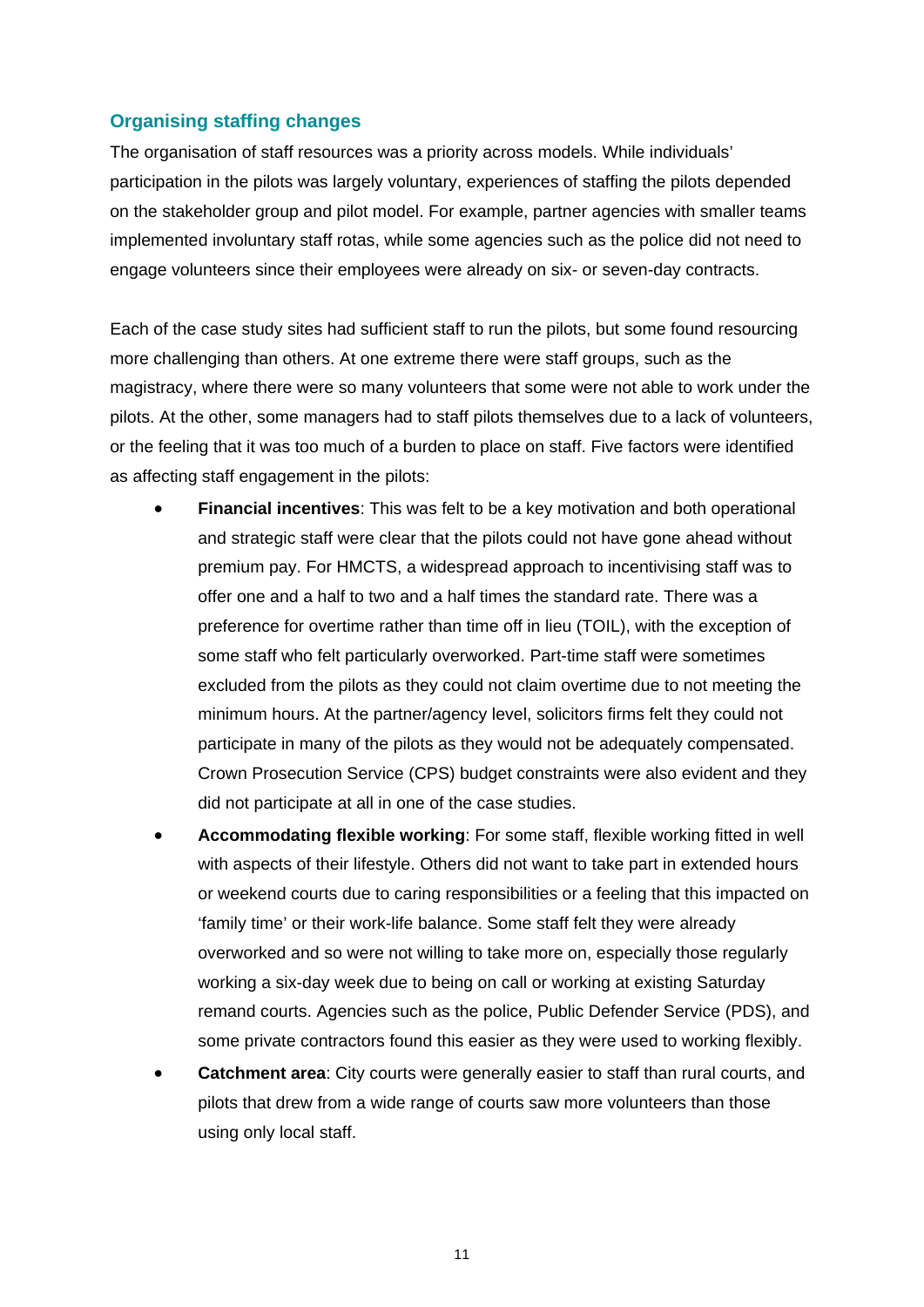### Organising staffing changes

The organisation of staff resources was a priority across models. While individuals' participation in the pilots was largely voluntary, experiences of staffing the pilots depended on the stakeholder group and pilot model. For example, partner agencies with smaller teams implemented involuntary staff rotas, while some agencies such as the police did not need to engage volunteers since their employees were already on six- or seven-day contracts.

Each of the case study sites had sufficient staff to run the pilots, but some found resourcing more challenging than others. At one extreme there were staff groups, such as the magistracy, where there were so many volunteers that some were not able to work under the pilots. At the other, some managers had to staff pilots themselves due to a lack of volunteers, or the feeling that it was too much of a burden to place on staff. Five factors were identified as affecting staff engagement in the pilots:

- **Financial incentives**: This was felt to be a key motivation and both operational and strategic staff were clear that the pilots could not have gone ahead without premium pay. For HMCTS, a widespread approach to incentivising staff was to offer one and a half to two and a half times the standard rate. There was a preference for overtime rather than time off in lieu (TOIL), with the exception of some staff who felt particularly overworked. Part-time staff were sometimes excluded from the pilots as they could not claim overtime due to not meeting the minimum hours. At the partner/agency level, solicitors firms felt they could not participate in many of the pilots as they would not be adequately compensated. Crown Prosecution Service (CPS) budget constraints were also evident and they did not participate at all in one of the case studies.
- **Accommodating flexible working**: For some staff, flexible working fitted in well with aspects of their lifestyle. Others did not want to take part in extended hours or weekend courts due to caring responsibilities or a feeling that this impacted on 'family time' or their work-life balance. Some staff felt they were already overworked and so were not willing to take more on, especially those regularly working a six-day week due to being on call or working at existing Saturday remand courts. Agencies such as the police, Public Defender Service (PDS), and some private contractors found this easier as they were used to working flexibly.
- **Catchment area**: City courts were generally easier to staff than rural courts, and pilots that drew from a wide range of courts saw more volunteers than those using only local staff.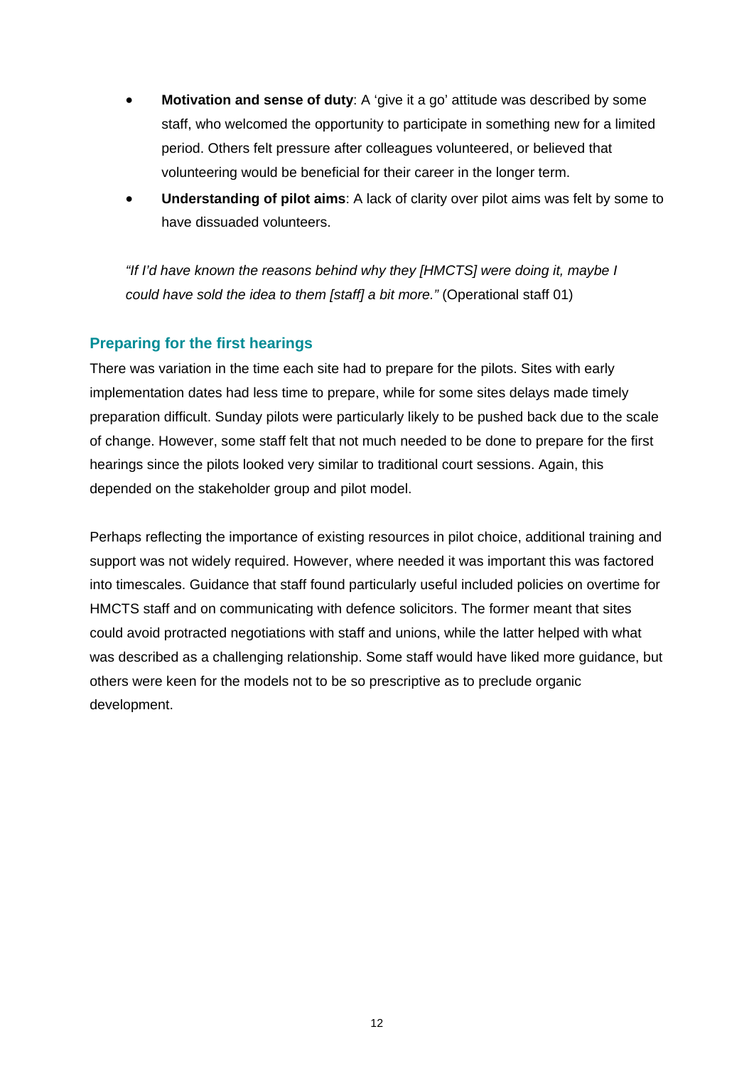- **Motivation and sense of duty**: A 'give it a go' attitude was described by some staff, who welcomed the opportunity to participate in something new for a limited period. Others felt pressure after colleagues volunteered, or believed that volunteering would be beneficial for their career in the longer term.
- **Understanding of pilot aims**: A lack of clarity over pilot aims was felt by some to have dissuaded volunteers.

*"If I'd have known the reasons behind why they [HMCTS] were doing it, maybe I could have sold the idea to them [staff] a bit more."* (Operational staff 01)

### Preparing for the first hearings

There was variation in the time each site had to prepare for the pilots. Sites with early implementation dates had less time to prepare, while for some sites delays made timely preparation difficult. Sunday pilots were particularly likely to be pushed back due to the scale of change. However, some staff felt that not much needed to be done to prepare for the first hearings since the pilots looked very similar to traditional court sessions. Again, this depended on the stakeholder group and pilot model.

Perhaps reflecting the importance of existing resources in pilot choice, additional training and support was not widely required. However, where needed it was important this was factored into timescales. Guidance that staff found particularly useful included policies on overtime for HMCTS staff and on communicating with defence solicitors. The former meant that sites could avoid protracted negotiations with staff and unions, while the latter helped with what was described as a challenging relationship. Some staff would have liked more guidance, but others were keen for the models not to be so prescriptive as to preclude organic development.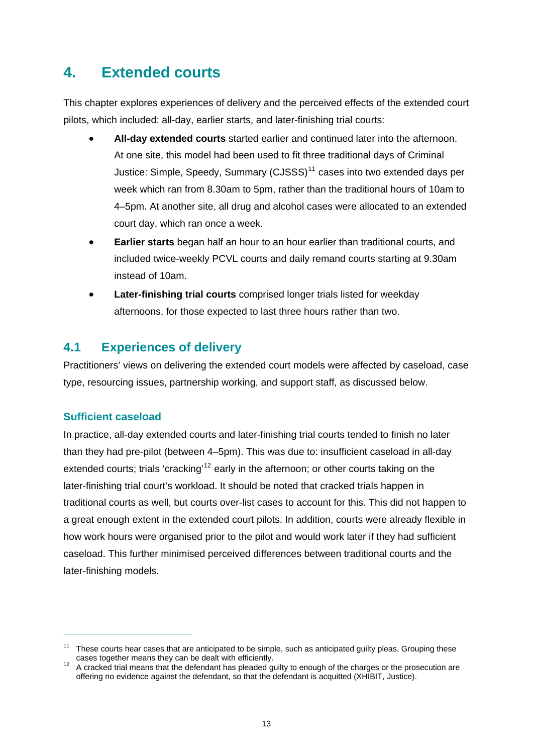# 4. Extended courts

This chapter explores experiences of delivery and the perceived effects of the extended court pilots, which included: all-day, earlier starts, and later-finishing trial courts:

- **All-day extended courts** started earlier and continued later into the afternoon. At one site, this model had been used to fit three traditional days of Criminal Justice: Simple, Speedy, Summary (CJSSS)[11] cases into two extended days per week which ran from 8.30am to 5pm, rather than the traditional hours of 10am to 4–5pm. At another site, all drug and alcohol cases were allocated to an extended court day, which ran once a week.
- **Earlier starts** began half an hour to an hour earlier than traditional courts, and included twice-weekly PCVL courts and daily remand courts starting at 9.30am instead of 10am.
- **Later-finishing trial courts** comprised longer trials listed for weekday afternoons, for those expected to last three hours rather than two.

## 4.1 Experiences of delivery

Practitioners' views on delivering the extended court models were affected by caseload, case type, resourcing issues, partnership working, and support staff, as discussed below.

### Sufficient caseload

In practice, all-day extended courts and later-finishing trial courts tended to finish no later than they had pre-pilot (between 4–5pm). This was due to: insufficient caseload in all-day extended courts; trials 'cracking'[12] early in the afternoon; or other courts taking on the later-finishing trial court's workload. It should be noted that cracked trials happen in traditional courts as well, but courts over-list cases to account for this. This did not happen to a great enough extent in the extended court pilots. In addition, courts were already flexible in how work hours were organised prior to the pilot and would work later if they had sufficient caseload. This further minimised perceived differences between traditional courts and the later-finishing models.

---

[11] These courts hear cases that are anticipated to be simple, such as anticipated guilty pleas. Grouping these cases together means they can be dealt with efficiently.

[12] A cracked trial means that the defendant has pleaded guilty to enough of the charges or the prosecution are offering no evidence against the defendant, so that the defendant is acquitted (XHIBIT, Justice).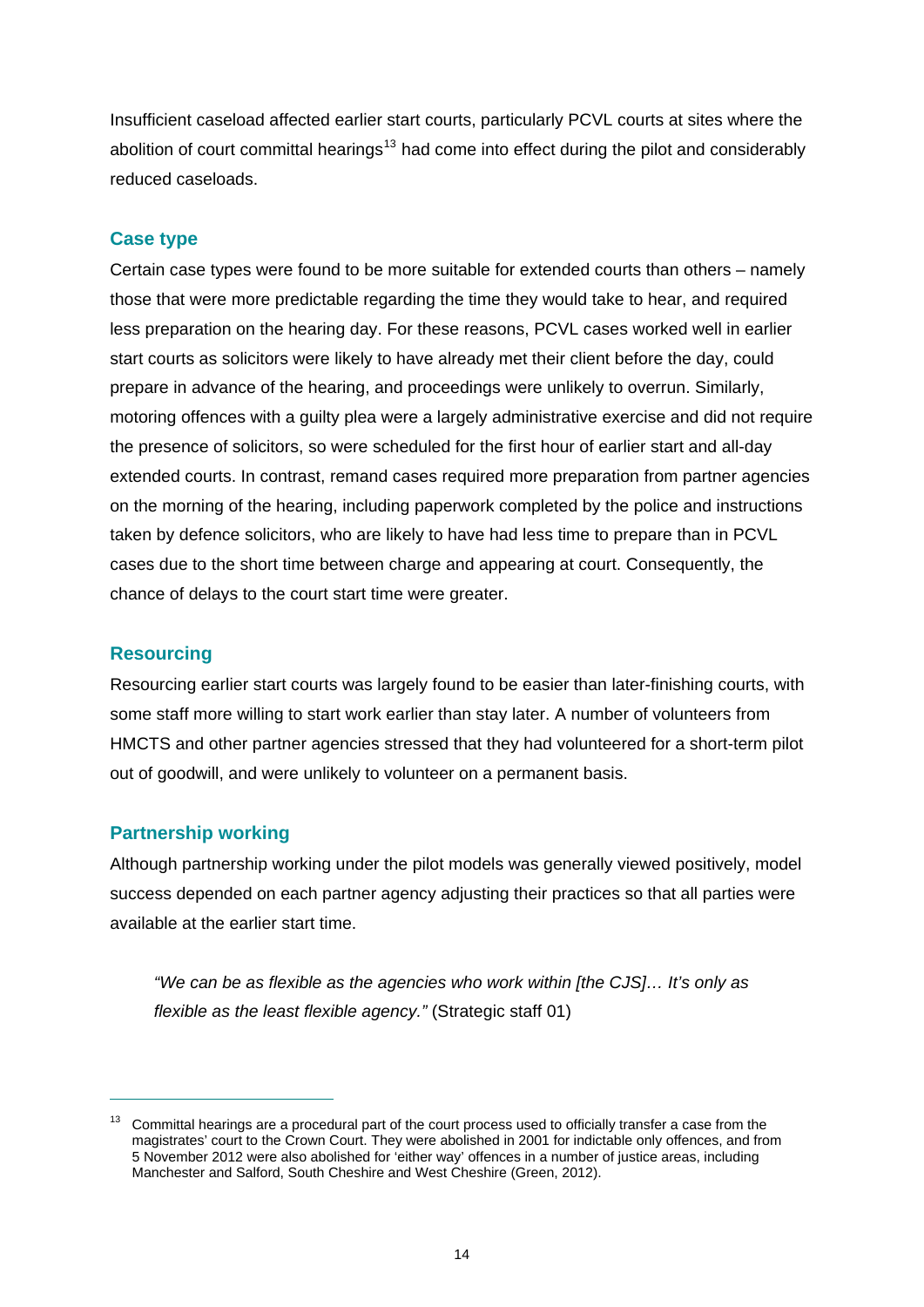Insufficient caseload affected earlier start courts, particularly PCVL courts at sites where the abolition of court committal hearings[13] had come into effect during the pilot and considerably reduced caseloads.

### Case type

Certain case types were found to be more suitable for extended courts than others – namely those that were more predictable regarding the time they would take to hear, and required less preparation on the hearing day. For these reasons, PCVL cases worked well in earlier start courts as solicitors were likely to have already met their client before the day, could prepare in advance of the hearing, and proceedings were unlikely to overrun. Similarly, motoring offences with a guilty plea were a largely administrative exercise and did not require the presence of solicitors, so were scheduled for the first hour of earlier start and all-day extended courts. In contrast, remand cases required more preparation from partner agencies on the morning of the hearing, including paperwork completed by the police and instructions taken by defence solicitors, who are likely to have had less time to prepare than in PCVL cases due to the short time between charge and appearing at court. Consequently, the chance of delays to the court start time were greater.

### Resourcing

Resourcing earlier start courts was largely found to be easier than later-finishing courts, with some staff more willing to start work earlier than stay later. A number of volunteers from HMCTS and other partner agencies stressed that they had volunteered for a short-term pilot out of goodwill, and were unlikely to volunteer on a permanent basis.

### Partnership working

Although partnership working under the pilot models was generally viewed positively, model success depended on each partner agency adjusting their practices so that all parties were available at the earlier start time.

> *"We can be as flexible as the agencies who work within [the CJS]… It's only as flexible as the least flexible agency."* (Strategic staff 01)

---

[13] Committal hearings are a procedural part of the court process used to officially transfer a case from the magistrates' court to the Crown Court. They were abolished in 2001 for indictable only offences, and from 5 November 2012 were also abolished for 'either way' offences in a number of justice areas, including Manchester and Salford, South Cheshire and West Cheshire (Green, 2012).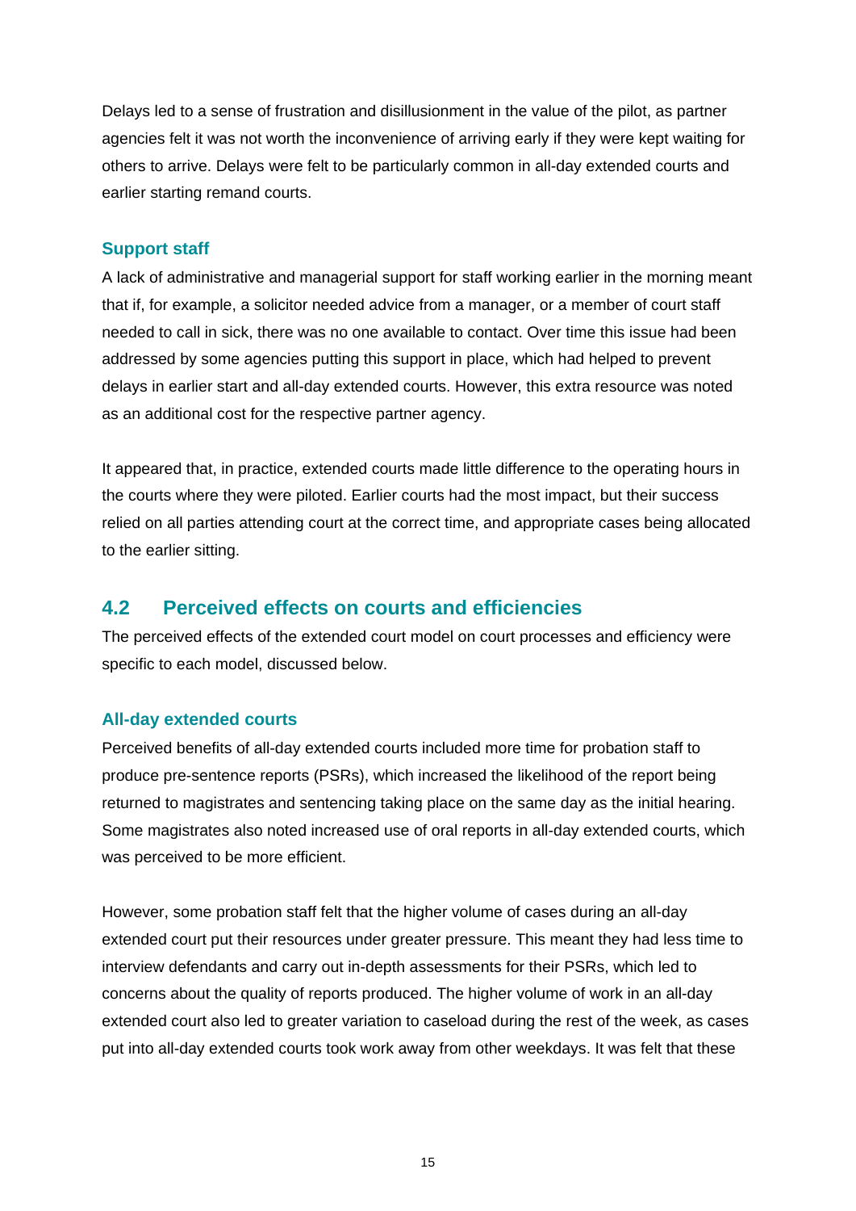Delays led to a sense of frustration and disillusionment in the value of the pilot, as partner agencies felt it was not worth the inconvenience of arriving early if they were kept waiting for others to arrive. Delays were felt to be particularly common in all-day extended courts and earlier starting remand courts.

### Support staff

A lack of administrative and managerial support for staff working earlier in the morning meant that if, for example, a solicitor needed advice from a manager, or a member of court staff needed to call in sick, there was no one available to contact. Over time this issue had been addressed by some agencies putting this support in place, which had helped to prevent delays in earlier start and all-day extended courts. However, this extra resource was noted as an additional cost for the respective partner agency.

It appeared that, in practice, extended courts made little difference to the operating hours in the courts where they were piloted. Earlier courts had the most impact, but their success relied on all parties attending court at the correct time, and appropriate cases being allocated to the earlier sitting.

## 4.2 Perceived effects on courts and efficiencies

The perceived effects of the extended court model on court processes and efficiency were specific to each model, discussed below.

### All-day extended courts

Perceived benefits of all-day extended courts included more time for probation staff to produce pre-sentence reports (PSRs), which increased the likelihood of the report being returned to magistrates and sentencing taking place on the same day as the initial hearing. Some magistrates also noted increased use of oral reports in all-day extended courts, which was perceived to be more efficient.

However, some probation staff felt that the higher volume of cases during an all-day extended court put their resources under greater pressure. This meant they had less time to interview defendants and carry out in-depth assessments for their PSRs, which led to concerns about the quality of reports produced. The higher volume of work in an all-day extended court also led to greater variation to caseload during the rest of the week, as cases put into all-day extended courts took work away from other weekdays. It was felt that these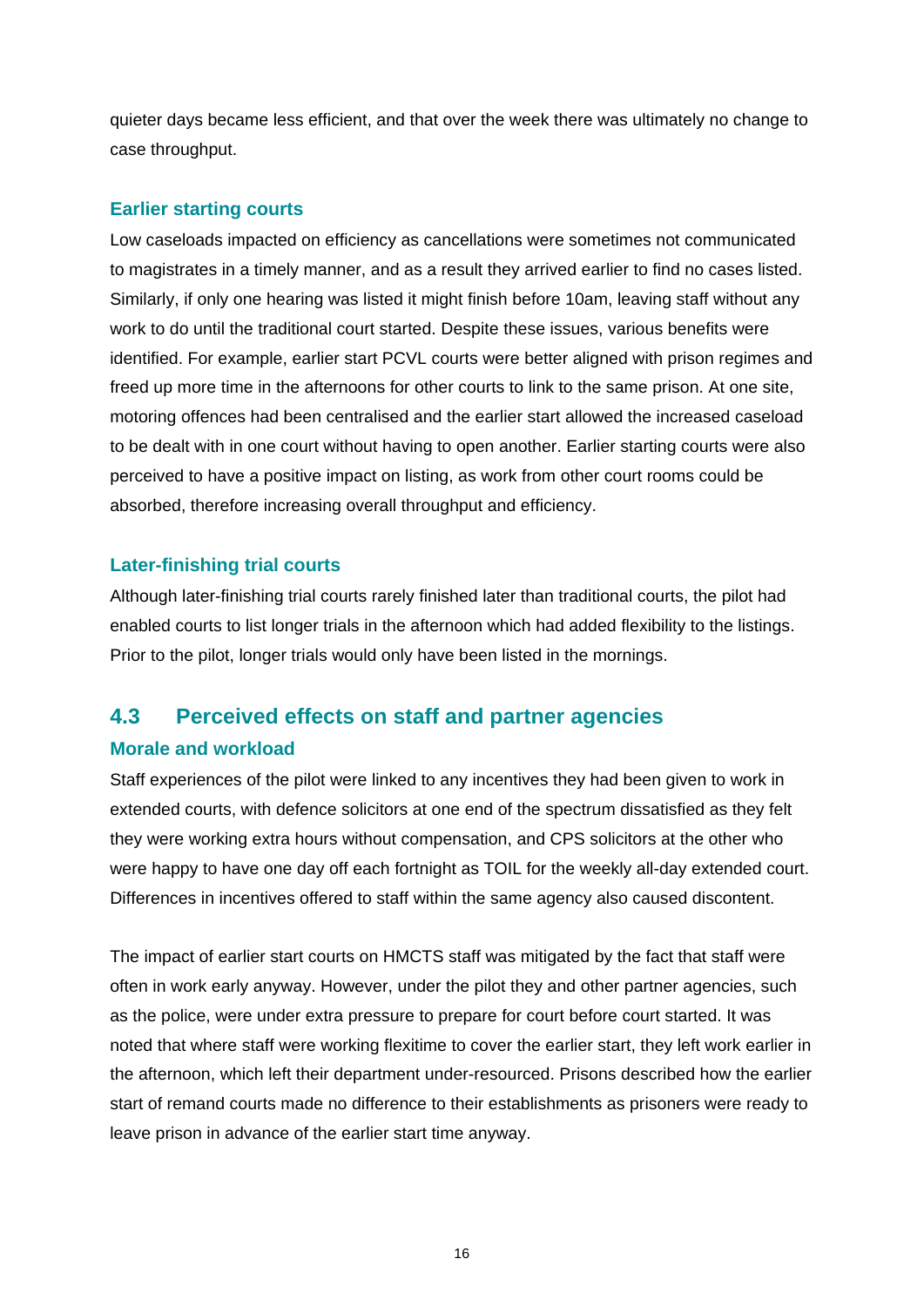quieter days became less efficient, and that over the week there was ultimately no change to case throughput.

### Earlier starting courts

Low caseloads impacted on efficiency as cancellations were sometimes not communicated to magistrates in a timely manner, and as a result they arrived earlier to find no cases listed. Similarly, if only one hearing was listed it might finish before 10am, leaving staff without any work to do until the traditional court started. Despite these issues, various benefits were identified. For example, earlier start PCVL courts were better aligned with prison regimes and freed up more time in the afternoons for other courts to link to the same prison. At one site, motoring offences had been centralised and the earlier start allowed the increased caseload to be dealt with in one court without having to open another. Earlier starting courts were also perceived to have a positive impact on listing, as work from other court rooms could be absorbed, therefore increasing overall throughput and efficiency.

### Later-finishing trial courts

Although later-finishing trial courts rarely finished later than traditional courts, the pilot had enabled courts to list longer trials in the afternoon which had added flexibility to the listings. Prior to the pilot, longer trials would only have been listed in the mornings.

## 4.3 Perceived effects on staff and partner agencies

### Morale and workload

Staff experiences of the pilot were linked to any incentives they had been given to work in extended courts, with defence solicitors at one end of the spectrum dissatisfied as they felt they were working extra hours without compensation, and CPS solicitors at the other who were happy to have one day off each fortnight as TOIL for the weekly all-day extended court. Differences in incentives offered to staff within the same agency also caused discontent.

The impact of earlier start courts on HMCTS staff was mitigated by the fact that staff were often in work early anyway. However, under the pilot they and other partner agencies, such as the police, were under extra pressure to prepare for court before court started. It was noted that where staff were working flexitime to cover the earlier start, they left work earlier in the afternoon, which left their department under-resourced. Prisons described how the earlier start of remand courts made no difference to their establishments as prisoners were ready to leave prison in advance of the earlier start time anyway.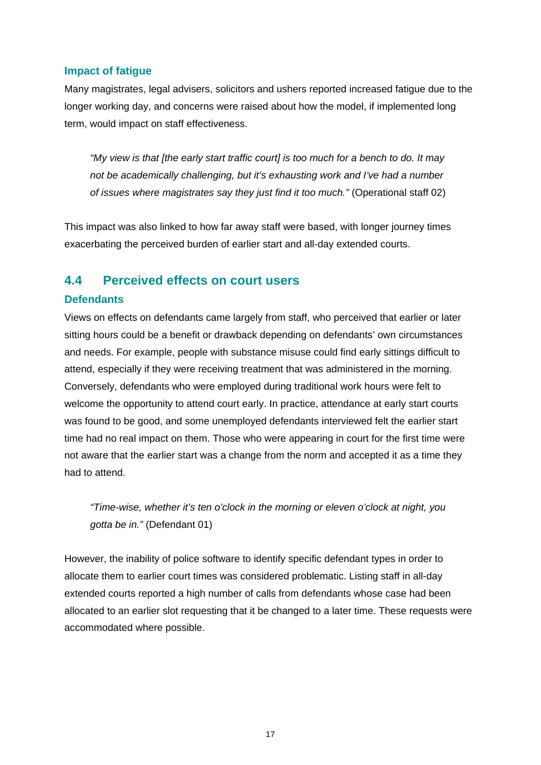### Impact of fatigue

Many magistrates, legal advisers, solicitors and ushers reported increased fatigue due to the longer working day, and concerns were raised about how the model, if implemented long term, would impact on staff effectiveness.

> *"My view is that [the early start traffic court] is too much for a bench to do. It may not be academically challenging, but it's exhausting work and I've had a number of issues where magistrates say they just find it too much."* (Operational staff 02)

This impact was also linked to how far away staff were based, with longer journey times exacerbating the perceived burden of earlier start and all-day extended courts.

## 4.4 Perceived effects on court users

### Defendants

Views on effects on defendants came largely from staff, who perceived that earlier or later sitting hours could be a benefit or drawback depending on defendants' own circumstances and needs. For example, people with substance misuse could find early sittings difficult to attend, especially if they were receiving treatment that was administered in the morning. Conversely, defendants who were employed during traditional work hours were felt to welcome the opportunity to attend court early. In practice, attendance at early start courts was found to be good, and some unemployed defendants interviewed felt the earlier start time had no real impact on them. Those who were appearing in court for the first time were not aware that the earlier start was a change from the norm and accepted it as a time they had to attend.

> *"Time-wise, whether it's ten o'clock in the morning or eleven o'clock at night, you gotta be in."* (Defendant 01)

However, the inability of police software to identify specific defendant types in order to allocate them to earlier court times was considered problematic. Listing staff in all-day extended courts reported a high number of calls from defendants whose case had been allocated to an earlier slot requesting that it be changed to a later time. These requests were accommodated where possible.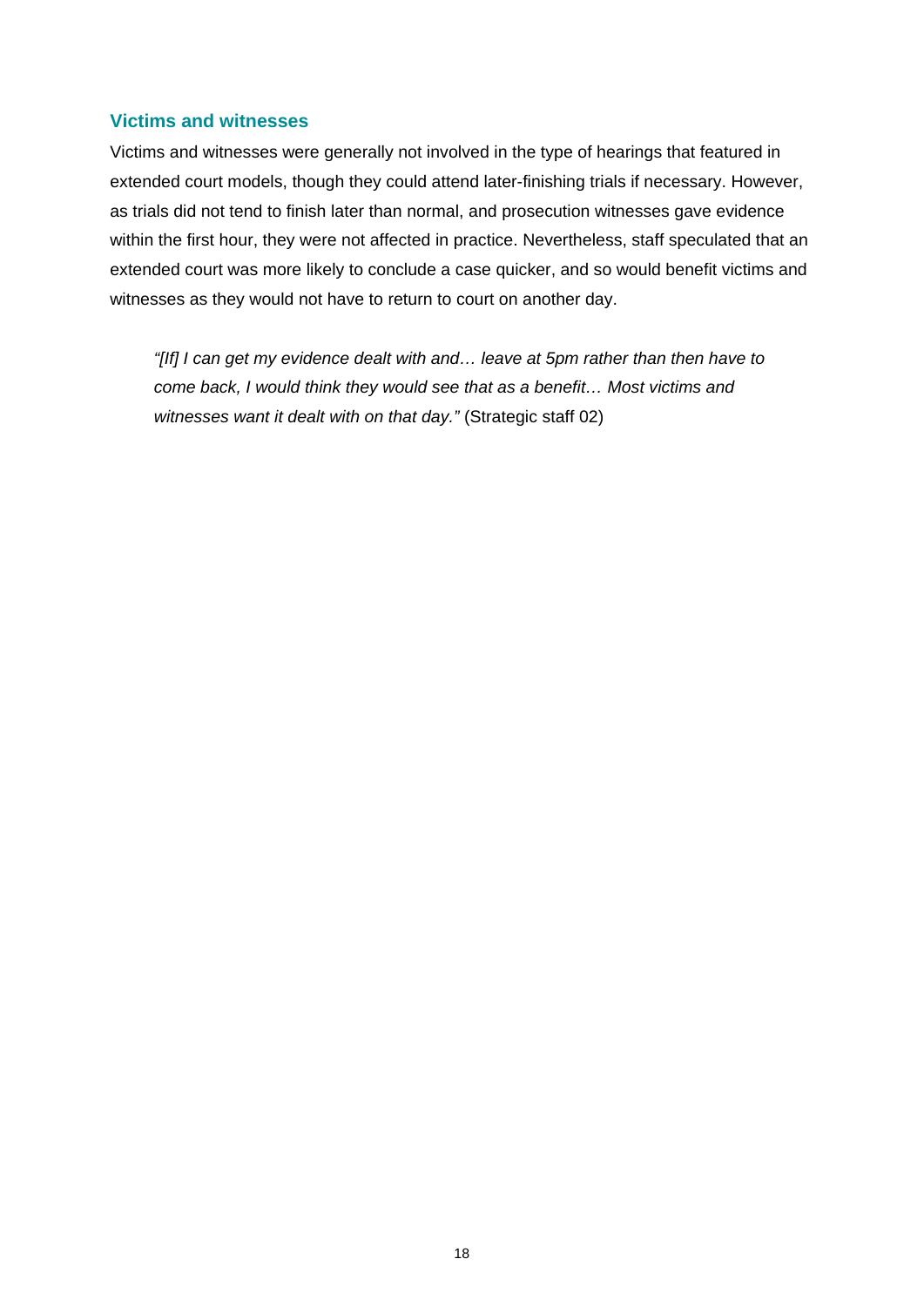### Victims and witnesses

Victims and witnesses were generally not involved in the type of hearings that featured in extended court models, though they could attend later-finishing trials if necessary. However, as trials did not tend to finish later than normal, and prosecution witnesses gave evidence within the first hour, they were not affected in practice. Nevertheless, staff speculated that an extended court was more likely to conclude a case quicker, and so would benefit victims and witnesses as they would not have to return to court on another day.

> *"[If] I can get my evidence dealt with and… leave at 5pm rather than then have to come back, I would think they would see that as a benefit… Most victims and witnesses want it dealt with on that day."* (Strategic staff 02)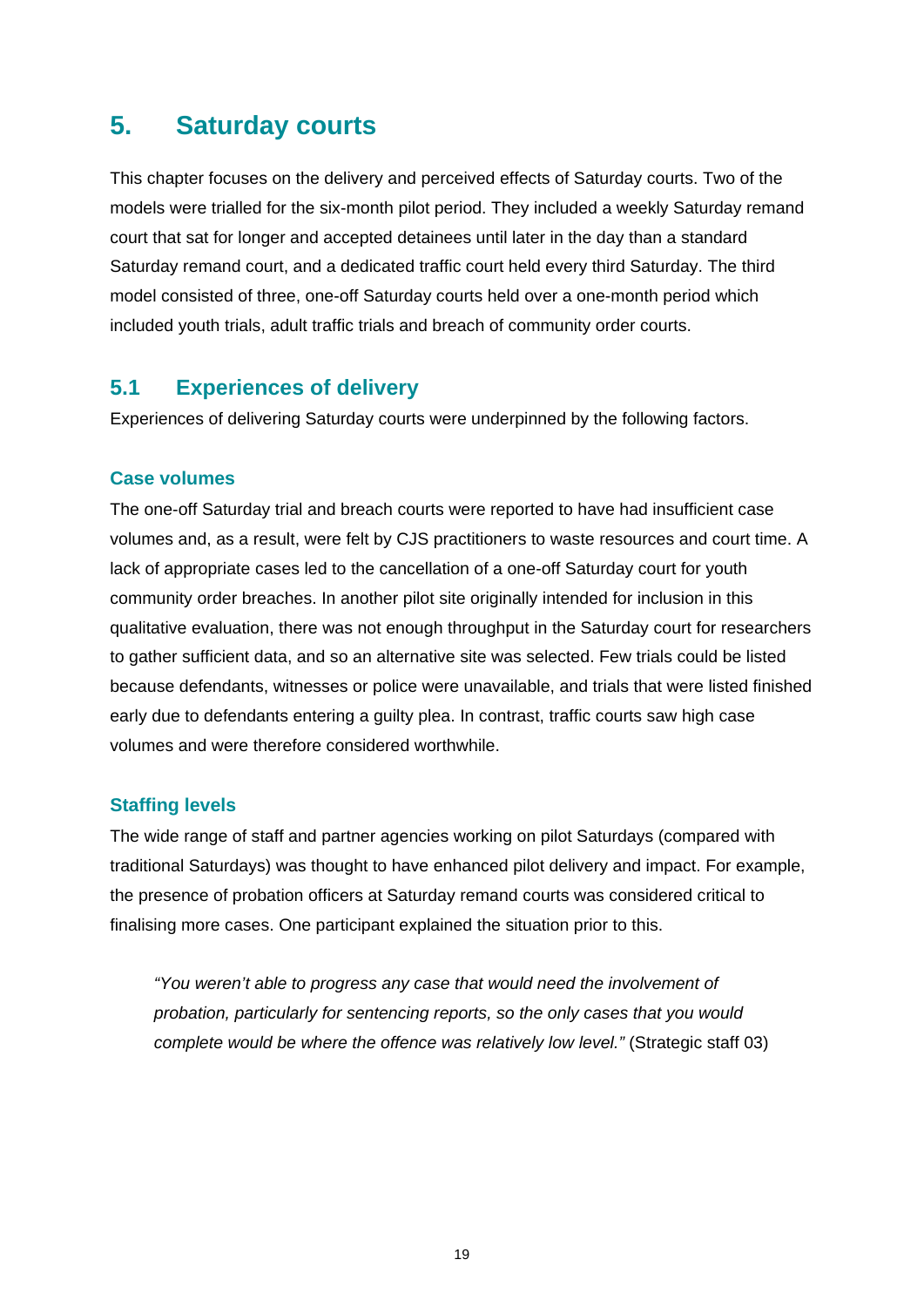# 5. Saturday courts

This chapter focuses on the delivery and perceived effects of Saturday courts. Two of the models were trialled for the six-month pilot period. They included a weekly Saturday remand court that sat for longer and accepted detainees until later in the day than a standard Saturday remand court, and a dedicated traffic court held every third Saturday. The third model consisted of three, one-off Saturday courts held over a one-month period which included youth trials, adult traffic trials and breach of community order courts.

## 5.1 Experiences of delivery

Experiences of delivering Saturday courts were underpinned by the following factors.

### Case volumes

The one-off Saturday trial and breach courts were reported to have had insufficient case volumes and, as a result, were felt by CJS practitioners to waste resources and court time. A lack of appropriate cases led to the cancellation of a one-off Saturday court for youth community order breaches. In another pilot site originally intended for inclusion in this qualitative evaluation, there was not enough throughput in the Saturday court for researchers to gather sufficient data, and so an alternative site was selected. Few trials could be listed because defendants, witnesses or police were unavailable, and trials that were listed finished early due to defendants entering a guilty plea. In contrast, traffic courts saw high case volumes and were therefore considered worthwhile.

### Staffing levels

The wide range of staff and partner agencies working on pilot Saturdays (compared with traditional Saturdays) was thought to have enhanced pilot delivery and impact. For example, the presence of probation officers at Saturday remand courts was considered critical to finalising more cases. One participant explained the situation prior to this.

> *"You weren't able to progress any case that would need the involvement of probation, particularly for sentencing reports, so the only cases that you would complete would be where the offence was relatively low level."* (Strategic staff 03)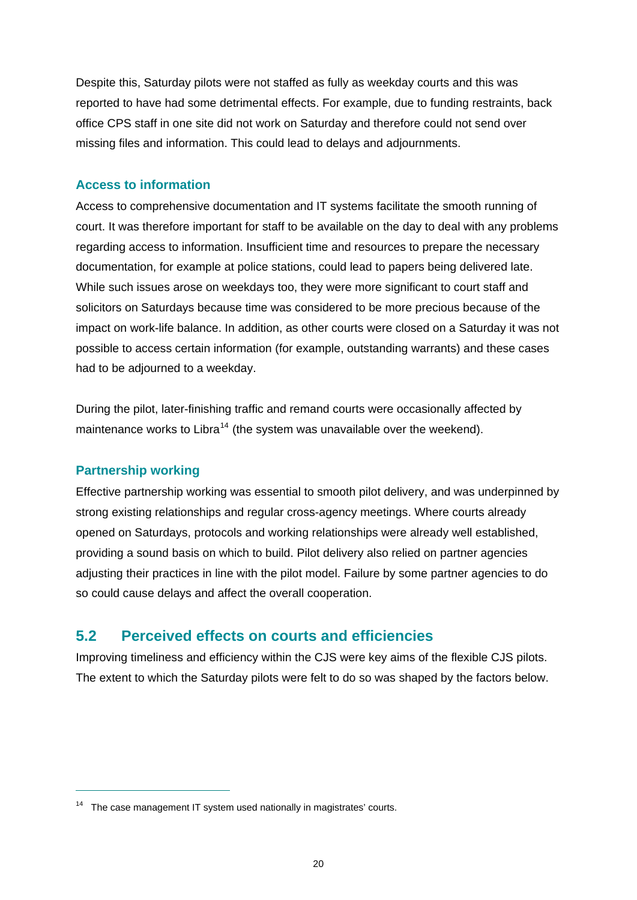Despite this, Saturday pilots were not staffed as fully as weekday courts and this was reported to have had some detrimental effects. For example, due to funding restraints, back office CPS staff in one site did not work on Saturday and therefore could not send over missing files and information. This could lead to delays and adjournments.

### Access to information

Access to comprehensive documentation and IT systems facilitate the smooth running of court. It was therefore important for staff to be available on the day to deal with any problems regarding access to information. Insufficient time and resources to prepare the necessary documentation, for example at police stations, could lead to papers being delivered late. While such issues arose on weekdays too, they were more significant to court staff and solicitors on Saturdays because time was considered to be more precious because of the impact on work-life balance. In addition, as other courts were closed on a Saturday it was not possible to access certain information (for example, outstanding warrants) and these cases had to be adjourned to a weekday.

During the pilot, later-finishing traffic and remand courts were occasionally affected by maintenance works to Libra[14] (the system was unavailable over the weekend).

### Partnership working

Effective partnership working was essential to smooth pilot delivery, and was underpinned by strong existing relationships and regular cross-agency meetings. Where courts already opened on Saturdays, protocols and working relationships were already well established, providing a sound basis on which to build. Pilot delivery also relied on partner agencies adjusting their practices in line with the pilot model. Failure by some partner agencies to do so could cause delays and affect the overall cooperation.

## 5.2 Perceived effects on courts and efficiencies

Improving timeliness and efficiency within the CJS were key aims of the flexible CJS pilots. The extent to which the Saturday pilots were felt to do so was shaped by the factors below.

---

[14] The case management IT system used nationally in magistrates' courts.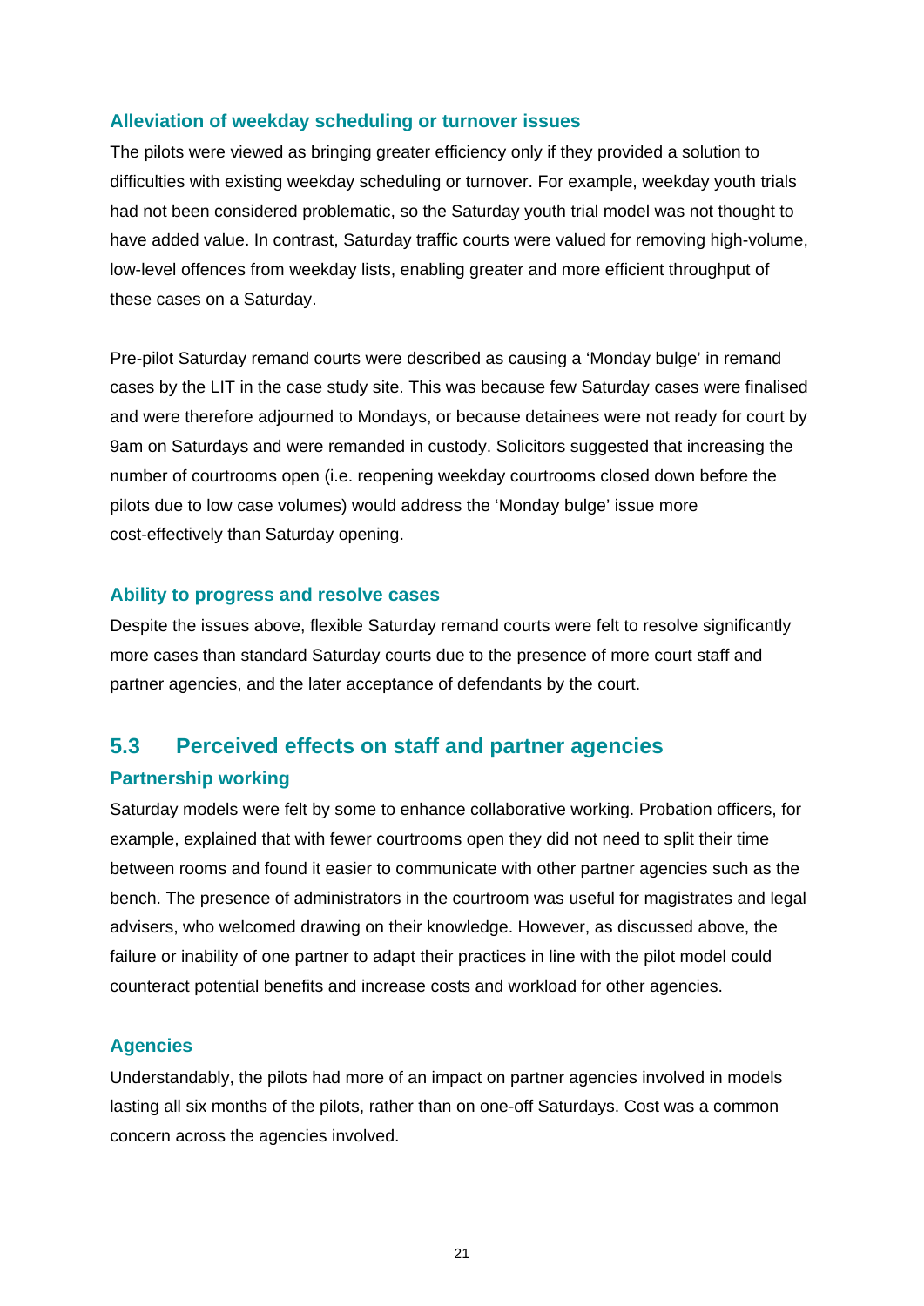### Alleviation of weekday scheduling or turnover issues

The pilots were viewed as bringing greater efficiency only if they provided a solution to difficulties with existing weekday scheduling or turnover. For example, weekday youth trials had not been considered problematic, so the Saturday youth trial model was not thought to have added value. In contrast, Saturday traffic courts were valued for removing high-volume, low-level offences from weekday lists, enabling greater and more efficient throughput of these cases on a Saturday.

Pre-pilot Saturday remand courts were described as causing a 'Monday bulge' in remand cases by the LIT in the case study site. This was because few Saturday cases were finalised and were therefore adjourned to Mondays, or because detainees were not ready for court by 9am on Saturdays and were remanded in custody. Solicitors suggested that increasing the number of courtrooms open (i.e. reopening weekday courtrooms closed down before the pilots due to low case volumes) would address the 'Monday bulge' issue more cost-effectively than Saturday opening.

### Ability to progress and resolve cases

Despite the issues above, flexible Saturday remand courts were felt to resolve significantly more cases than standard Saturday courts due to the presence of more court staff and partner agencies, and the later acceptance of defendants by the court.

## 5.3 Perceived effects on staff and partner agencies

### Partnership working

Saturday models were felt by some to enhance collaborative working. Probation officers, for example, explained that with fewer courtrooms open they did not need to split their time between rooms and found it easier to communicate with other partner agencies such as the bench. The presence of administrators in the courtroom was useful for magistrates and legal advisers, who welcomed drawing on their knowledge. However, as discussed above, the failure or inability of one partner to adapt their practices in line with the pilot model could counteract potential benefits and increase costs and workload for other agencies.

### Agencies

Understandably, the pilots had more of an impact on partner agencies involved in models lasting all six months of the pilots, rather than on one-off Saturdays. Cost was a common concern across the agencies involved.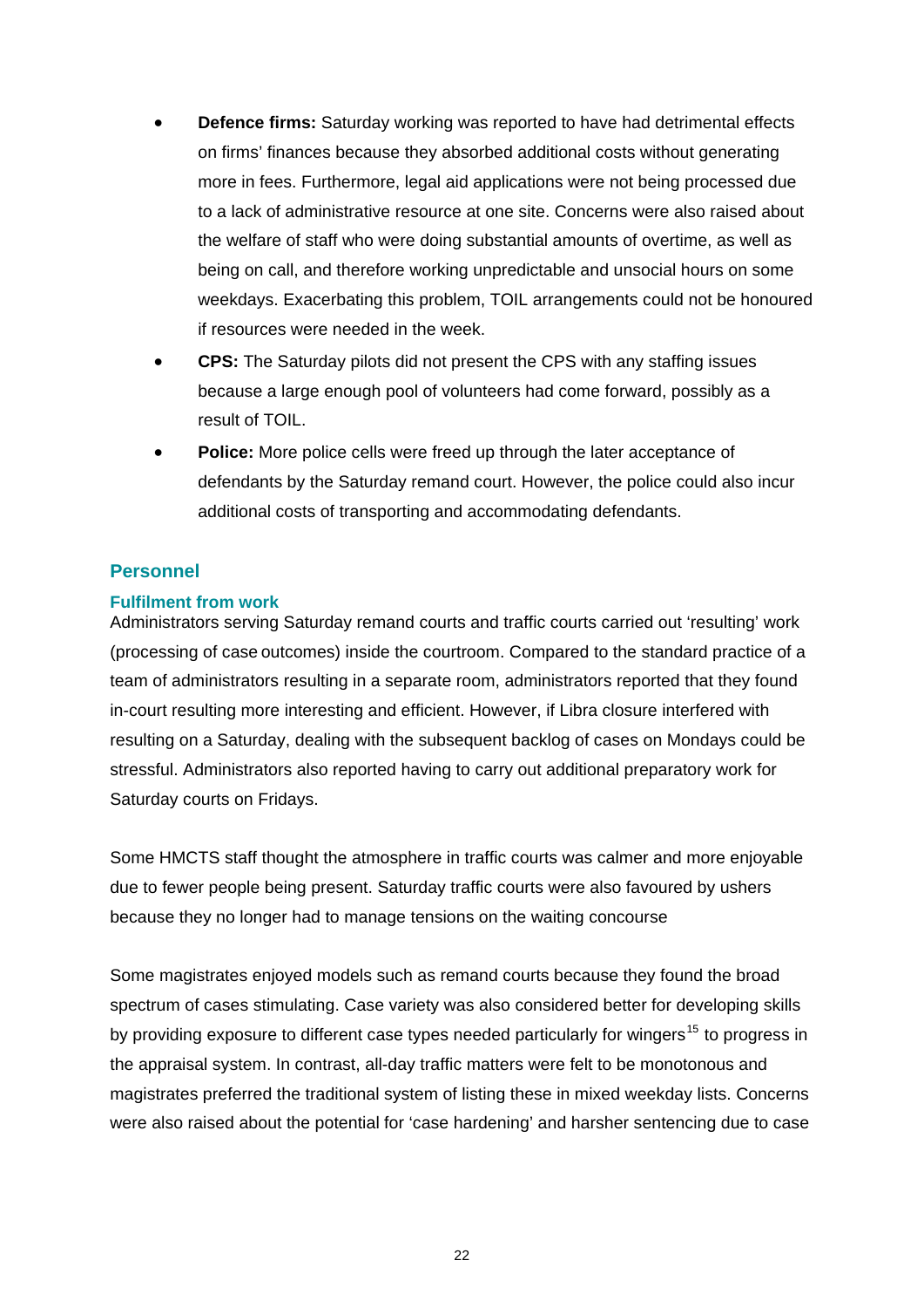- **Defence firms:** Saturday working was reported to have had detrimental effects on firms' finances because they absorbed additional costs without generating more in fees. Furthermore, legal aid applications were not being processed due to a lack of administrative resource at one site. Concerns were also raised about the welfare of staff who were doing substantial amounts of overtime, as well as being on call, and therefore working unpredictable and unsocial hours on some weekdays. Exacerbating this problem, TOIL arrangements could not be honoured if resources were needed in the week.
- **CPS:** The Saturday pilots did not present the CPS with any staffing issues because a large enough pool of volunteers had come forward, possibly as a result of TOIL.
- **Police:** More police cells were freed up through the later acceptance of defendants by the Saturday remand court. However, the police could also incur additional costs of transporting and accommodating defendants.

## Personnel

### Fulfilment from work

Administrators serving Saturday remand courts and traffic courts carried out 'resulting' work (processing of case outcomes) inside the courtroom. Compared to the standard practice of a team of administrators resulting in a separate room, administrators reported that they found in-court resulting more interesting and efficient. However, if Libra closure interfered with resulting on a Saturday, dealing with the subsequent backlog of cases on Mondays could be stressful. Administrators also reported having to carry out additional preparatory work for Saturday courts on Fridays.

Some HMCTS staff thought the atmosphere in traffic courts was calmer and more enjoyable due to fewer people being present. Saturday traffic courts were also favoured by ushers because they no longer had to manage tensions on the waiting concourse

Some magistrates enjoyed models such as remand courts because they found the broad spectrum of cases stimulating. Case variety was also considered better for developing skills by providing exposure to different case types needed particularly for wingers[15] to progress in the appraisal system. In contrast, all-day traffic matters were felt to be monotonous and magistrates preferred the traditional system of listing these in mixed weekday lists. Concerns were also raised about the potential for 'case hardening' and harsher sentencing due to case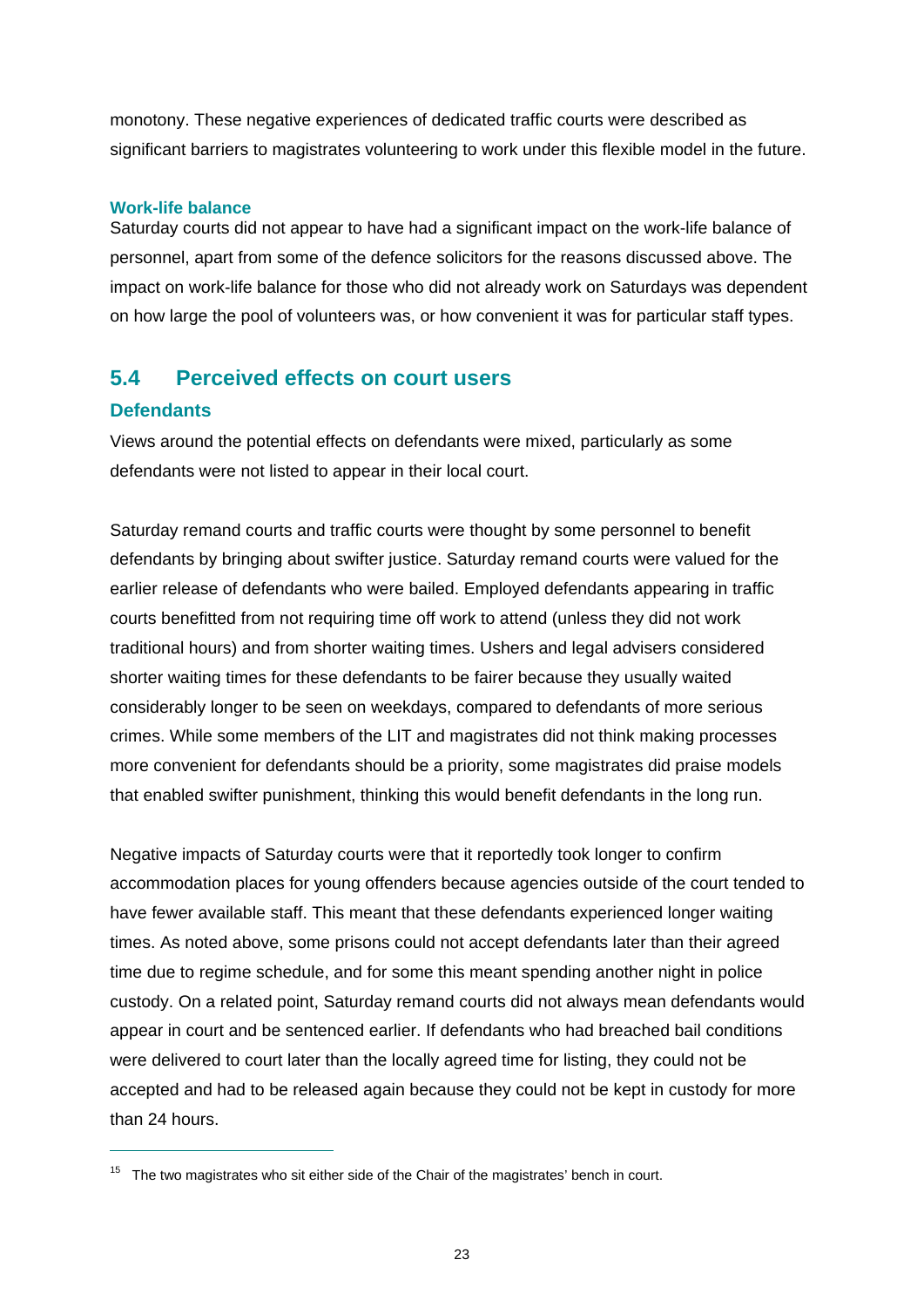monotony. These negative experiences of dedicated traffic courts were described as significant barriers to magistrates volunteering to work under this flexible model in the future.

#### Work-life balance

Saturday courts did not appear to have had a significant impact on the work-life balance of personnel, apart from some of the defence solicitors for the reasons discussed above. The impact on work-life balance for those who did not already work on Saturdays was dependent on how large the pool of volunteers was, or how convenient it was for particular staff types.

## 5.4 Perceived effects on court users

### Defendants

Views around the potential effects on defendants were mixed, particularly as some defendants were not listed to appear in their local court.

Saturday remand courts and traffic courts were thought by some personnel to benefit defendants by bringing about swifter justice. Saturday remand courts were valued for the earlier release of defendants who were bailed. Employed defendants appearing in traffic courts benefitted from not requiring time off work to attend (unless they did not work traditional hours) and from shorter waiting times. Ushers and legal advisers considered shorter waiting times for these defendants to be fairer because they usually waited considerably longer to be seen on weekdays, compared to defendants of more serious crimes. While some members of the LIT and magistrates did not think making processes more convenient for defendants should be a priority, some magistrates did praise models that enabled swifter punishment, thinking this would benefit defendants in the long run.

Negative impacts of Saturday courts were that it reportedly took longer to confirm accommodation places for young offenders because agencies outside of the court tended to have fewer available staff. This meant that these defendants experienced longer waiting times. As noted above, some prisons could not accept defendants later than their agreed time due to regime schedule, and for some this meant spending another night in police custody. On a related point, Saturday remand courts did not always mean defendants would appear in court and be sentenced earlier. If defendants who had breached bail conditions were delivered to court later than the locally agreed time for listing, they could not be accepted and had to be released again because they could not be kept in custody for more than 24 hours.

---

[15] The two magistrates who sit either side of the Chair of the magistrates' bench in court.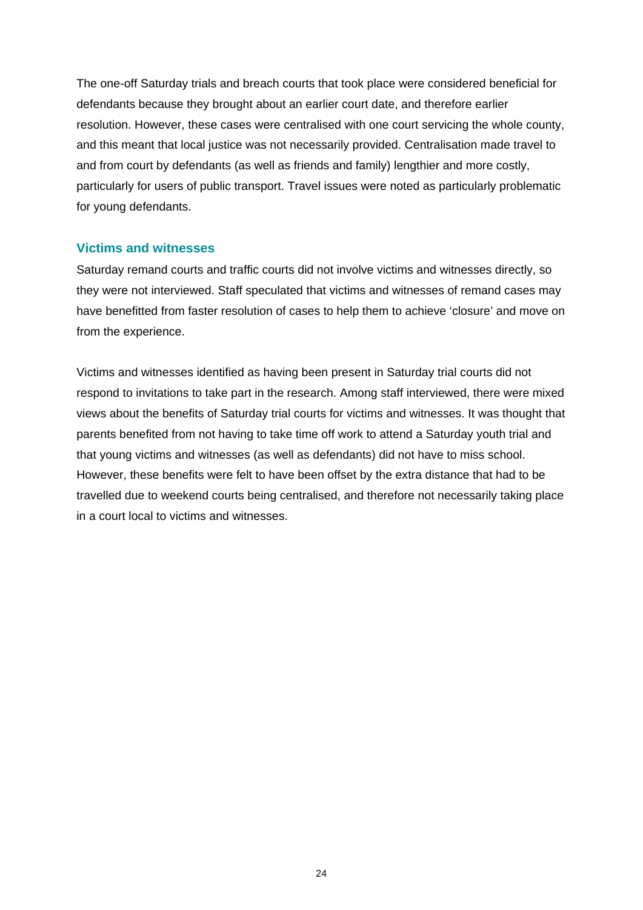The one-off Saturday trials and breach courts that took place were considered beneficial for defendants because they brought about an earlier court date, and therefore earlier resolution. However, these cases were centralised with one court servicing the whole county, and this meant that local justice was not necessarily provided. Centralisation made travel to and from court by defendants (as well as friends and family) lengthier and more costly, particularly for users of public transport. Travel issues were noted as particularly problematic for young defendants.

### Victims and witnesses

Saturday remand courts and traffic courts did not involve victims and witnesses directly, so they were not interviewed. Staff speculated that victims and witnesses of remand cases may have benefitted from faster resolution of cases to help them to achieve 'closure' and move on from the experience.

Victims and witnesses identified as having been present in Saturday trial courts did not respond to invitations to take part in the research. Among staff interviewed, there were mixed views about the benefits of Saturday trial courts for victims and witnesses. It was thought that parents benefited from not having to take time off work to attend a Saturday youth trial and that young victims and witnesses (as well as defendants) did not have to miss school. However, these benefits were felt to have been offset by the extra distance that had to be travelled due to weekend courts being centralised, and therefore not necessarily taking place in a court local to victims and witnesses.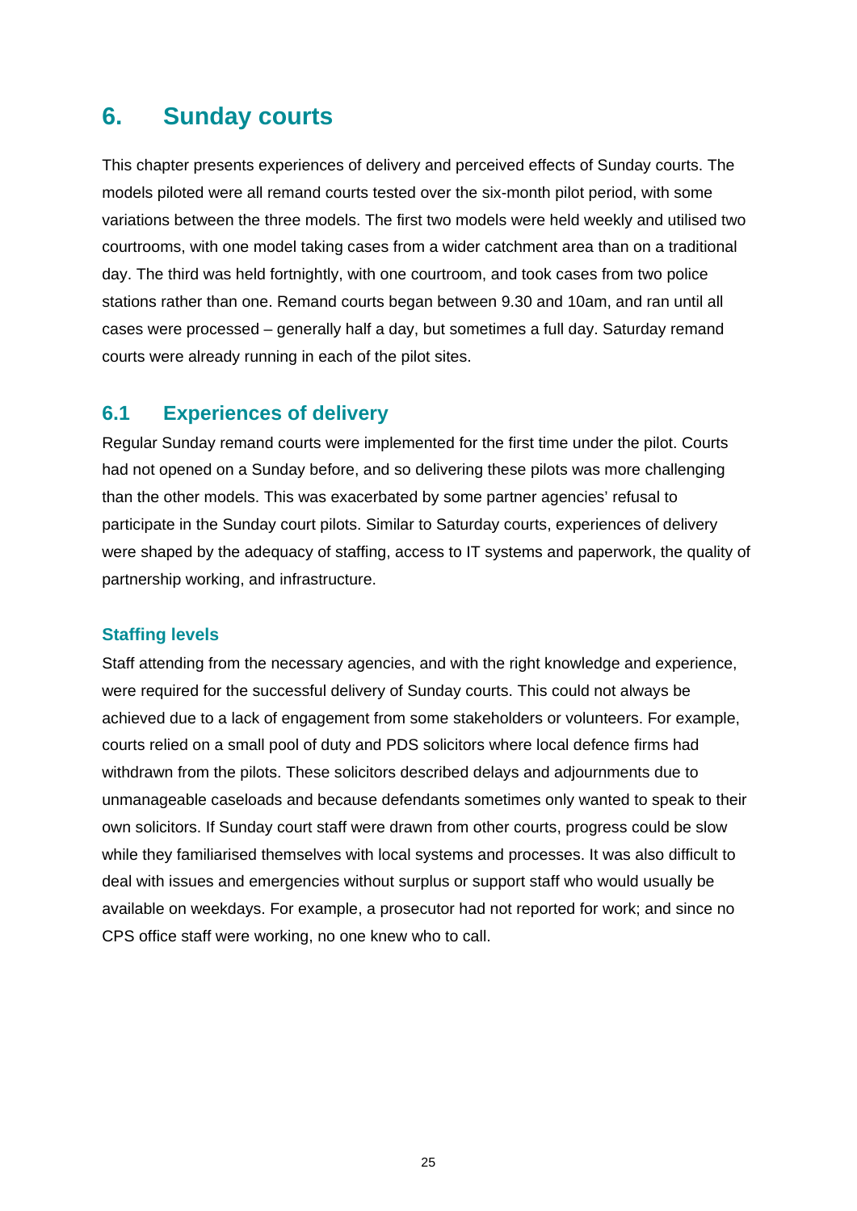# 6. Sunday courts

This chapter presents experiences of delivery and perceived effects of Sunday courts. The models piloted were all remand courts tested over the six-month pilot period, with some variations between the three models. The first two models were held weekly and utilised two courtrooms, with one model taking cases from a wider catchment area than on a traditional day. The third was held fortnightly, with one courtroom, and took cases from two police stations rather than one. Remand courts began between 9.30 and 10am, and ran until all cases were processed – generally half a day, but sometimes a full day. Saturday remand courts were already running in each of the pilot sites.

## 6.1 Experiences of delivery

Regular Sunday remand courts were implemented for the first time under the pilot. Courts had not opened on a Sunday before, and so delivering these pilots was more challenging than the other models. This was exacerbated by some partner agencies' refusal to participate in the Sunday court pilots. Similar to Saturday courts, experiences of delivery were shaped by the adequacy of staffing, access to IT systems and paperwork, the quality of partnership working, and infrastructure.

### Staffing levels

Staff attending from the necessary agencies, and with the right knowledge and experience, were required for the successful delivery of Sunday courts. This could not always be achieved due to a lack of engagement from some stakeholders or volunteers. For example, courts relied on a small pool of duty and PDS solicitors where local defence firms had withdrawn from the pilots. These solicitors described delays and adjournments due to unmanageable caseloads and because defendants sometimes only wanted to speak to their own solicitors. If Sunday court staff were drawn from other courts, progress could be slow while they familiarised themselves with local systems and processes. It was also difficult to deal with issues and emergencies without surplus or support staff who would usually be available on weekdays. For example, a prosecutor had not reported for work; and since no CPS office staff were working, no one knew who to call.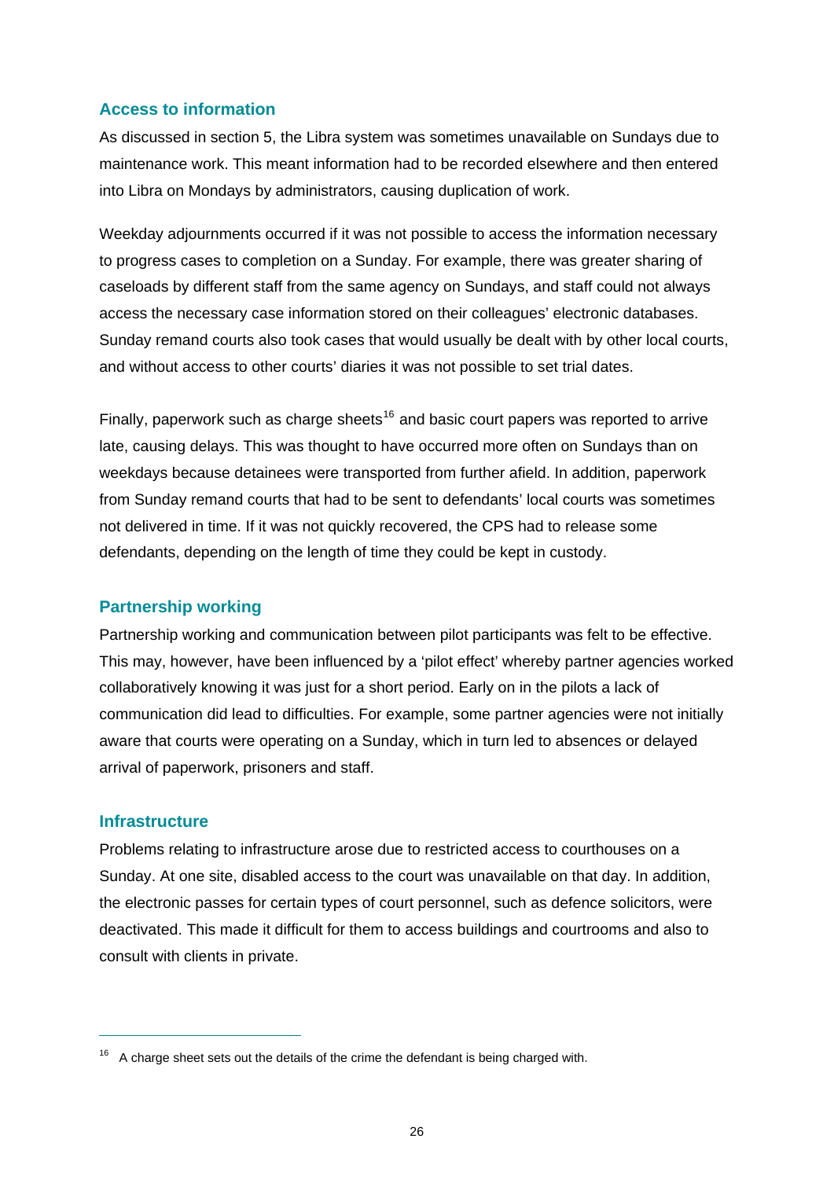### Access to information

As discussed in section 5, the Libra system was sometimes unavailable on Sundays due to maintenance work. This meant information had to be recorded elsewhere and then entered into Libra on Mondays by administrators, causing duplication of work.

Weekday adjournments occurred if it was not possible to access the information necessary to progress cases to completion on a Sunday. For example, there was greater sharing of caseloads by different staff from the same agency on Sundays, and staff could not always access the necessary case information stored on their colleagues' electronic databases. Sunday remand courts also took cases that would usually be dealt with by other local courts, and without access to other courts' diaries it was not possible to set trial dates.

Finally, paperwork such as charge sheets[16] and basic court papers was reported to arrive late, causing delays. This was thought to have occurred more often on Sundays than on weekdays because detainees were transported from further afield. In addition, paperwork from Sunday remand courts that had to be sent to defendants' local courts was sometimes not delivered in time. If it was not quickly recovered, the CPS had to release some defendants, depending on the length of time they could be kept in custody.

### Partnership working

Partnership working and communication between pilot participants was felt to be effective. This may, however, have been influenced by a 'pilot effect' whereby partner agencies worked collaboratively knowing it was just for a short period. Early on in the pilots a lack of communication did lead to difficulties. For example, some partner agencies were not initially aware that courts were operating on a Sunday, which in turn led to absences or delayed arrival of paperwork, prisoners and staff.

### Infrastructure

Problems relating to infrastructure arose due to restricted access to courthouses on a Sunday. At one site, disabled access to the court was unavailable on that day. In addition, the electronic passes for certain types of court personnel, such as defence solicitors, were deactivated. This made it difficult for them to access buildings and courtrooms and also to consult with clients in private.

---

[16] A charge sheet sets out the details of the crime the defendant is being charged with.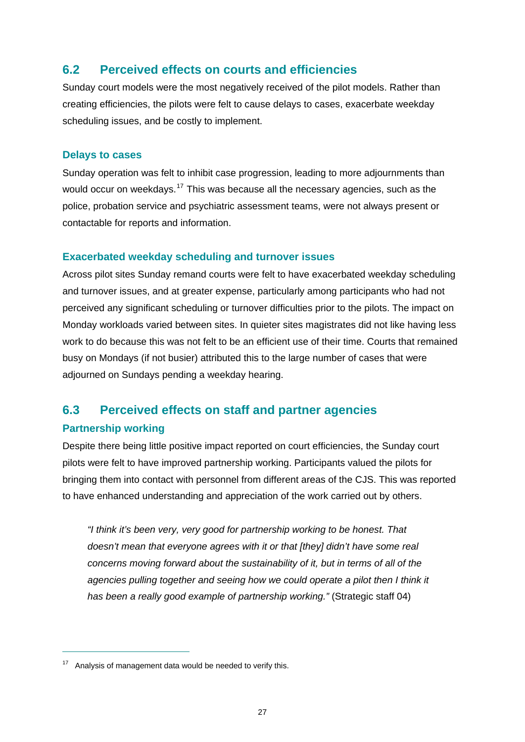## 6.2 Perceived effects on courts and efficiencies

Sunday court models were the most negatively received of the pilot models. Rather than creating efficiencies, the pilots were felt to cause delays to cases, exacerbate weekday scheduling issues, and be costly to implement.

### Delays to cases

Sunday operation was felt to inhibit case progression, leading to more adjournments than would occur on weekdays.[17] This was because all the necessary agencies, such as the police, probation service and psychiatric assessment teams, were not always present or contactable for reports and information.

### Exacerbated weekday scheduling and turnover issues

Across pilot sites Sunday remand courts were felt to have exacerbated weekday scheduling and turnover issues, and at greater expense, particularly among participants who had not perceived any significant scheduling or turnover difficulties prior to the pilots. The impact on Monday workloads varied between sites. In quieter sites magistrates did not like having less work to do because this was not felt to be an efficient use of their time. Courts that remained busy on Mondays (if not busier) attributed this to the large number of cases that were adjourned on Sundays pending a weekday hearing.

## 6.3 Perceived effects on staff and partner agencies

### Partnership working

Despite there being little positive impact reported on court efficiencies, the Sunday court pilots were felt to have improved partnership working. Participants valued the pilots for bringing them into contact with personnel from different areas of the CJS. This was reported to have enhanced understanding and appreciation of the work carried out by others.

> *"I think it's been very, very good for partnership working to be honest. That doesn't mean that everyone agrees with it or that [they] didn't have some real concerns moving forward about the sustainability of it, but in terms of all of the agencies pulling together and seeing how we could operate a pilot then I think it has been a really good example of partnership working."* (Strategic staff 04)

---

[17] Analysis of management data would be needed to verify this.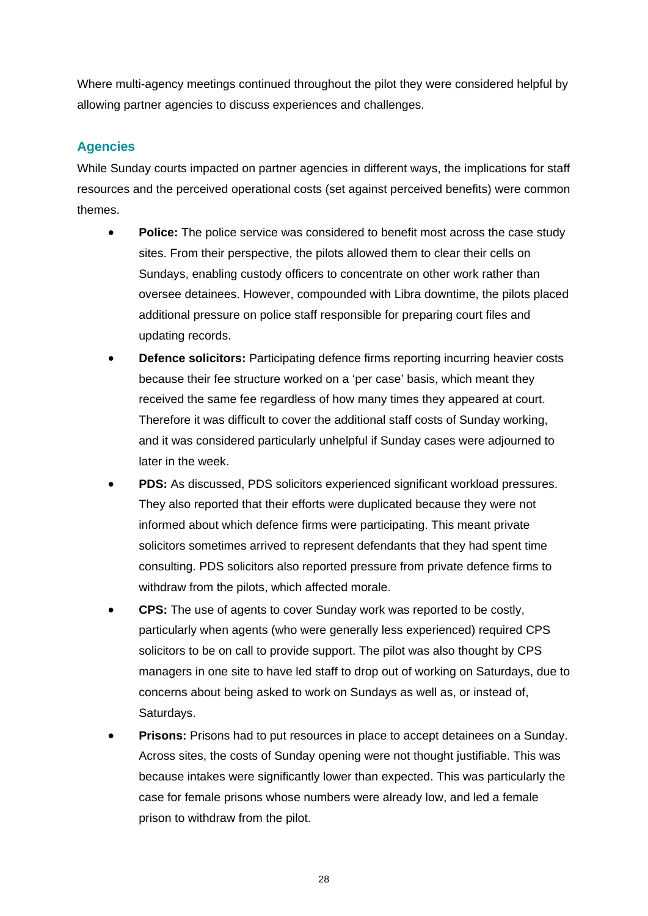Where multi-agency meetings continued throughout the pilot they were considered helpful by allowing partner agencies to discuss experiences and challenges.

### Agencies

While Sunday courts impacted on partner agencies in different ways, the implications for staff resources and the perceived operational costs (set against perceived benefits) were common themes.

- **Police:** The police service was considered to benefit most across the case study sites. From their perspective, the pilots allowed them to clear their cells on Sundays, enabling custody officers to concentrate on other work rather than oversee detainees. However, compounded with Libra downtime, the pilots placed additional pressure on police staff responsible for preparing court files and updating records.
- **Defence solicitors:** Participating defence firms reporting incurring heavier costs because their fee structure worked on a 'per case' basis, which meant they received the same fee regardless of how many times they appeared at court. Therefore it was difficult to cover the additional staff costs of Sunday working, and it was considered particularly unhelpful if Sunday cases were adjourned to later in the week.
- **PDS:** As discussed, PDS solicitors experienced significant workload pressures. They also reported that their efforts were duplicated because they were not informed about which defence firms were participating. This meant private solicitors sometimes arrived to represent defendants that they had spent time consulting. PDS solicitors also reported pressure from private defence firms to withdraw from the pilots, which affected morale.
- **CPS:** The use of agents to cover Sunday work was reported to be costly, particularly when agents (who were generally less experienced) required CPS solicitors to be on call to provide support. The pilot was also thought by CPS managers in one site to have led staff to drop out of working on Saturdays, due to concerns about being asked to work on Sundays as well as, or instead of, Saturdays.
- **Prisons:** Prisons had to put resources in place to accept detainees on a Sunday. Across sites, the costs of Sunday opening were not thought justifiable. This was because intakes were significantly lower than expected. This was particularly the case for female prisons whose numbers were already low, and led a female prison to withdraw from the pilot.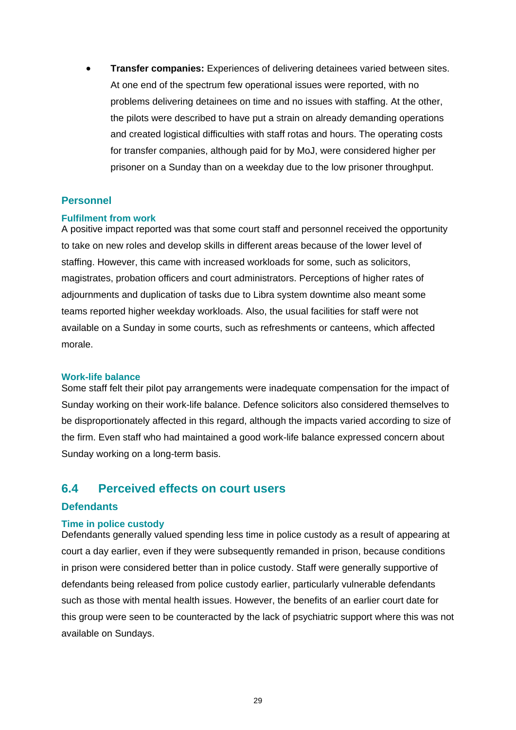- **Transfer companies:** Experiences of delivering detainees varied between sites. At one end of the spectrum few operational issues were reported, with no problems delivering detainees on time and no issues with staffing. At the other, the pilots were described to have put a strain on already demanding operations and created logistical difficulties with staff rotas and hours. The operating costs for transfer companies, although paid for by MoJ, were considered higher per prisoner on a Sunday than on a weekday due to the low prisoner throughput.

### Personnel

#### Fulfilment from work

A positive impact reported was that some court staff and personnel received the opportunity to take on new roles and develop skills in different areas because of the lower level of staffing. However, this came with increased workloads for some, such as solicitors, magistrates, probation officers and court administrators. Perceptions of higher rates of adjournments and duplication of tasks due to Libra system downtime also meant some teams reported higher weekday workloads. Also, the usual facilities for staff were not available on a Sunday in some courts, such as refreshments or canteens, which affected morale.

#### Work-life balance

Some staff felt their pilot pay arrangements were inadequate compensation for the impact of Sunday working on their work-life balance. Defence solicitors also considered themselves to be disproportionately affected in this regard, although the impacts varied according to size of the firm. Even staff who had maintained a good work-life balance expressed concern about Sunday working on a long-term basis.

## 6.4 Perceived effects on court users

### Defendants

#### Time in police custody

Defendants generally valued spending less time in police custody as a result of appearing at court a day earlier, even if they were subsequently remanded in prison, because conditions in prison were considered better than in police custody. Staff were generally supportive of defendants being released from police custody earlier, particularly vulnerable defendants such as those with mental health issues. However, the benefits of an earlier court date for this group were seen to be counteracted by the lack of psychiatric support where this was not available on Sundays.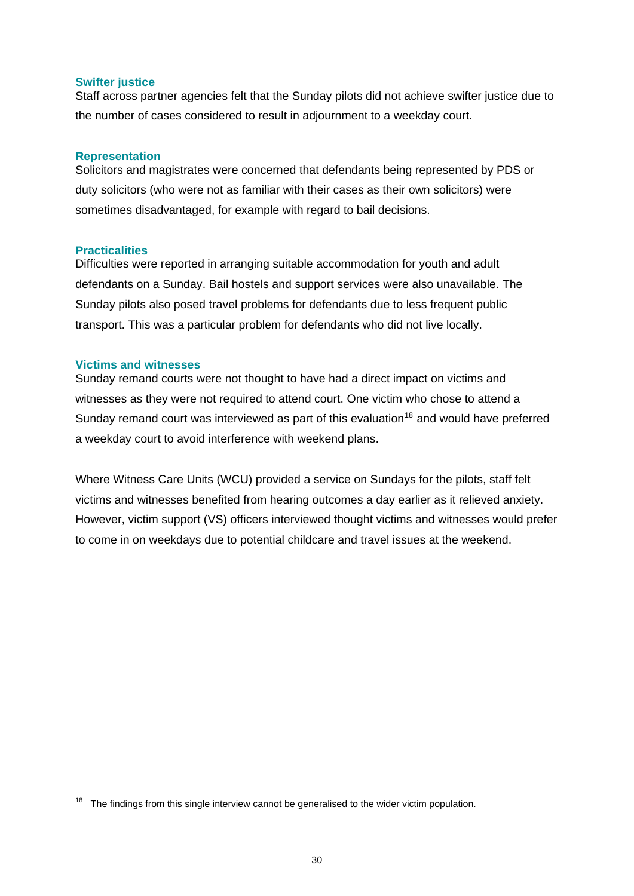### Swifter justice

Staff across partner agencies felt that the Sunday pilots did not achieve swifter justice due to the number of cases considered to result in adjournment to a weekday court.

### Representation

Solicitors and magistrates were concerned that defendants being represented by PDS or duty solicitors (who were not as familiar with their cases as their own solicitors) were sometimes disadvantaged, for example with regard to bail decisions.

### Practicalities

Difficulties were reported in arranging suitable accommodation for youth and adult defendants on a Sunday. Bail hostels and support services were also unavailable. The Sunday pilots also posed travel problems for defendants due to less frequent public transport. This was a particular problem for defendants who did not live locally.

### Victims and witnesses

Sunday remand courts were not thought to have had a direct impact on victims and witnesses as they were not required to attend court. One victim who chose to attend a Sunday remand court was interviewed as part of this evaluation[18] and would have preferred a weekday court to avoid interference with weekend plans.

Where Witness Care Units (WCU) provided a service on Sundays for the pilots, staff felt victims and witnesses benefited from hearing outcomes a day earlier as it relieved anxiety. However, victim support (VS) officers interviewed thought victims and witnesses would prefer to come in on weekdays due to potential childcare and travel issues at the weekend.

---

[18] The findings from this single interview cannot be generalised to the wider victim population.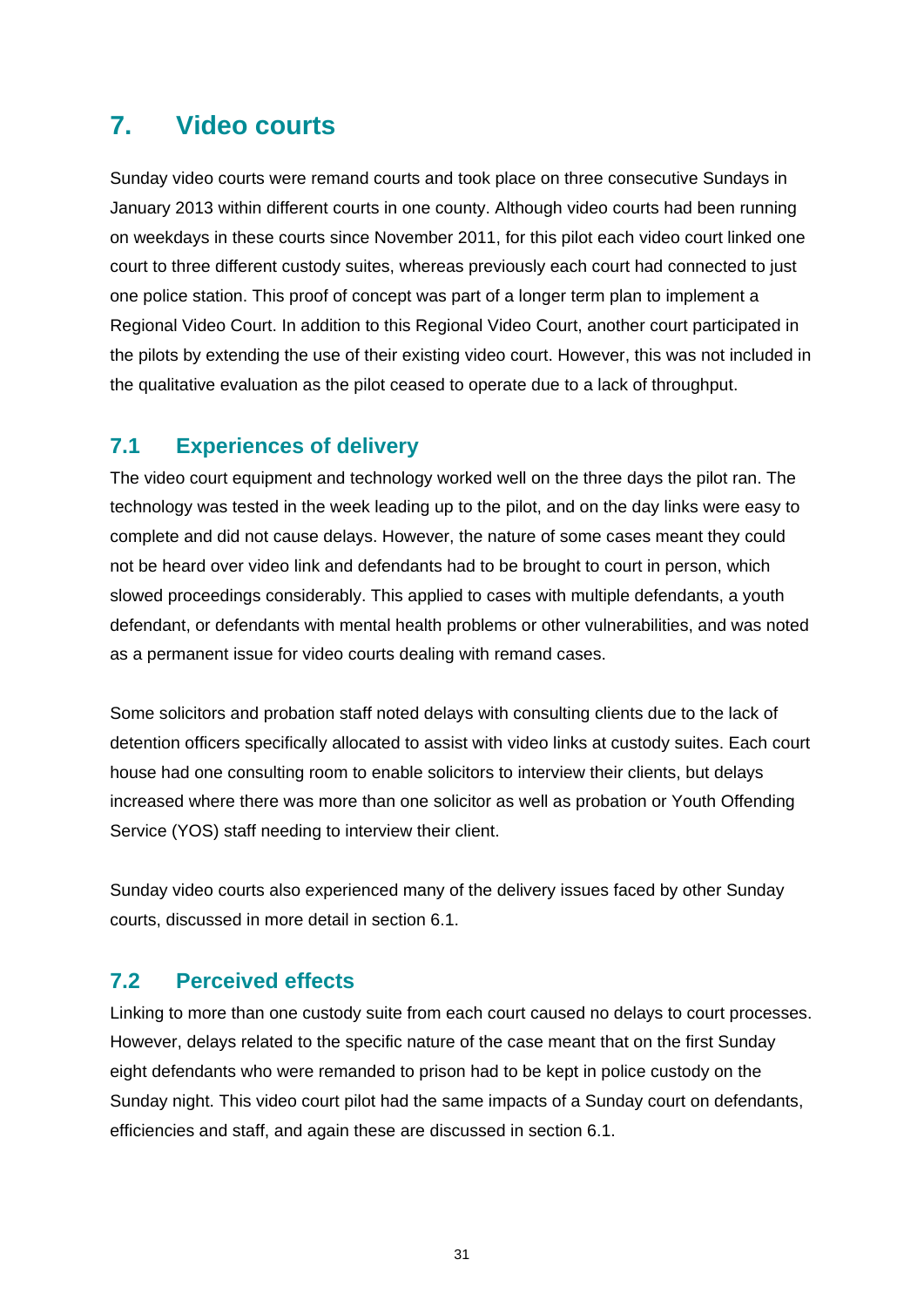# 7. Video courts

Sunday video courts were remand courts and took place on three consecutive Sundays in January 2013 within different courts in one county. Although video courts had been running on weekdays in these courts since November 2011, for this pilot each video court linked one court to three different custody suites, whereas previously each court had connected to just one police station. This proof of concept was part of a longer term plan to implement a Regional Video Court. In addition to this Regional Video Court, another court participated in the pilots by extending the use of their existing video court. However, this was not included in the qualitative evaluation as the pilot ceased to operate due to a lack of throughput.

## 7.1 Experiences of delivery

The video court equipment and technology worked well on the three days the pilot ran. The technology was tested in the week leading up to the pilot, and on the day links were easy to complete and did not cause delays. However, the nature of some cases meant they could not be heard over video link and defendants had to be brought to court in person, which slowed proceedings considerably. This applied to cases with multiple defendants, a youth defendant, or defendants with mental health problems or other vulnerabilities, and was noted as a permanent issue for video courts dealing with remand cases.

Some solicitors and probation staff noted delays with consulting clients due to the lack of detention officers specifically allocated to assist with video links at custody suites. Each court house had one consulting room to enable solicitors to interview their clients, but delays increased where there was more than one solicitor as well as probation or Youth Offending Service (YOS) staff needing to interview their client.

Sunday video courts also experienced many of the delivery issues faced by other Sunday courts, discussed in more detail in section 6.1.

## 7.2 Perceived effects

Linking to more than one custody suite from each court caused no delays to court processes. However, delays related to the specific nature of the case meant that on the first Sunday eight defendants who were remanded to prison had to be kept in police custody on the Sunday night. This video court pilot had the same impacts of a Sunday court on defendants, efficiencies and staff, and again these are discussed in section 6.1.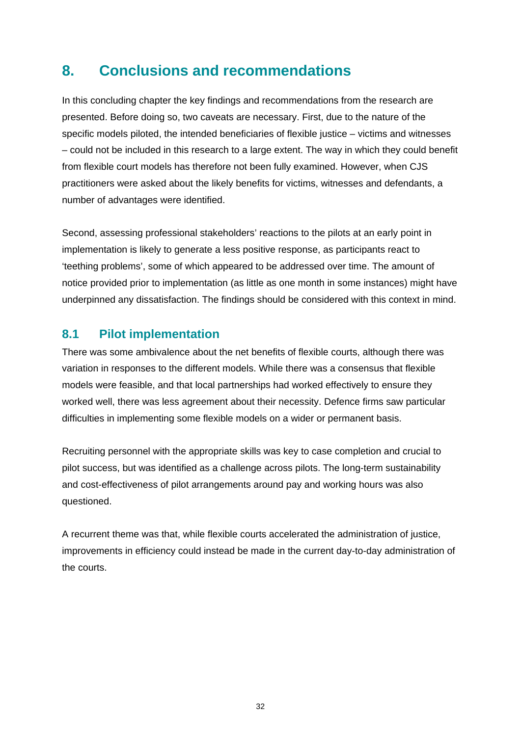# 8. Conclusions and recommendations

In this concluding chapter the key findings and recommendations from the research are presented. Before doing so, two caveats are necessary. First, due to the nature of the specific models piloted, the intended beneficiaries of flexible justice – victims and witnesses – could not be included in this research to a large extent. The way in which they could benefit from flexible court models has therefore not been fully examined. However, when CJS practitioners were asked about the likely benefits for victims, witnesses and defendants, a number of advantages were identified.

Second, assessing professional stakeholders' reactions to the pilots at an early point in implementation is likely to generate a less positive response, as participants react to 'teething problems', some of which appeared to be addressed over time. The amount of notice provided prior to implementation (as little as one month in some instances) might have underpinned any dissatisfaction. The findings should be considered with this context in mind.

## 8.1 Pilot implementation

There was some ambivalence about the net benefits of flexible courts, although there was variation in responses to the different models. While there was a consensus that flexible models were feasible, and that local partnerships had worked effectively to ensure they worked well, there was less agreement about their necessity. Defence firms saw particular difficulties in implementing some flexible models on a wider or permanent basis.

Recruiting personnel with the appropriate skills was key to case completion and crucial to pilot success, but was identified as a challenge across pilots. The long-term sustainability and cost-effectiveness of pilot arrangements around pay and working hours was also questioned.

A recurrent theme was that, while flexible courts accelerated the administration of justice, improvements in efficiency could instead be made in the current day-to-day administration of the courts.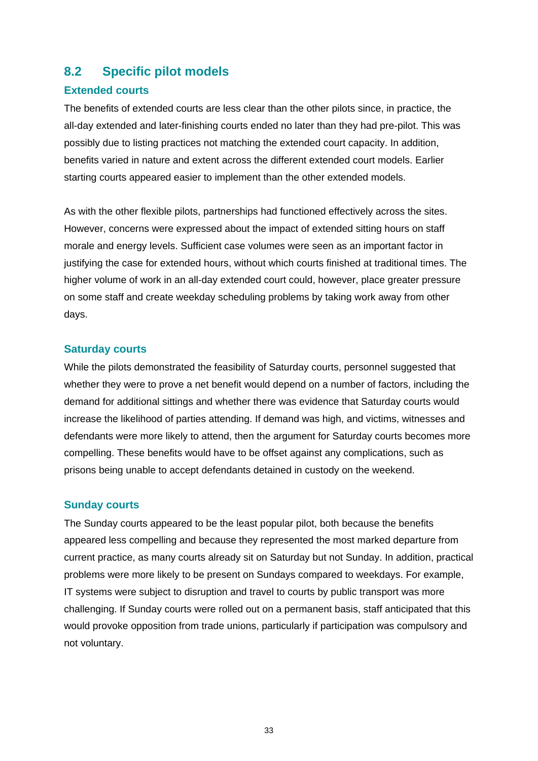## 8.2 Specific pilot models

### Extended courts

The benefits of extended courts are less clear than the other pilots since, in practice, the all-day extended and later-finishing courts ended no later than they had pre-pilot. This was possibly due to listing practices not matching the extended court capacity. In addition, benefits varied in nature and extent across the different extended court models. Earlier starting courts appeared easier to implement than the other extended models.

As with the other flexible pilots, partnerships had functioned effectively across the sites. However, concerns were expressed about the impact of extended sitting hours on staff morale and energy levels. Sufficient case volumes were seen as an important factor in justifying the case for extended hours, without which courts finished at traditional times. The higher volume of work in an all-day extended court could, however, place greater pressure on some staff and create weekday scheduling problems by taking work away from other days.

### Saturday courts

While the pilots demonstrated the feasibility of Saturday courts, personnel suggested that whether they were to prove a net benefit would depend on a number of factors, including the demand for additional sittings and whether there was evidence that Saturday courts would increase the likelihood of parties attending. If demand was high, and victims, witnesses and defendants were more likely to attend, then the argument for Saturday courts becomes more compelling. These benefits would have to be offset against any complications, such as prisons being unable to accept defendants detained in custody on the weekend.

### Sunday courts

The Sunday courts appeared to be the least popular pilot, both because the benefits appeared less compelling and because they represented the most marked departure from current practice, as many courts already sit on Saturday but not Sunday. In addition, practical problems were more likely to be present on Sundays compared to weekdays. For example, IT systems were subject to disruption and travel to courts by public transport was more challenging. If Sunday courts were rolled out on a permanent basis, staff anticipated that this would provoke opposition from trade unions, particularly if participation was compulsory and not voluntary.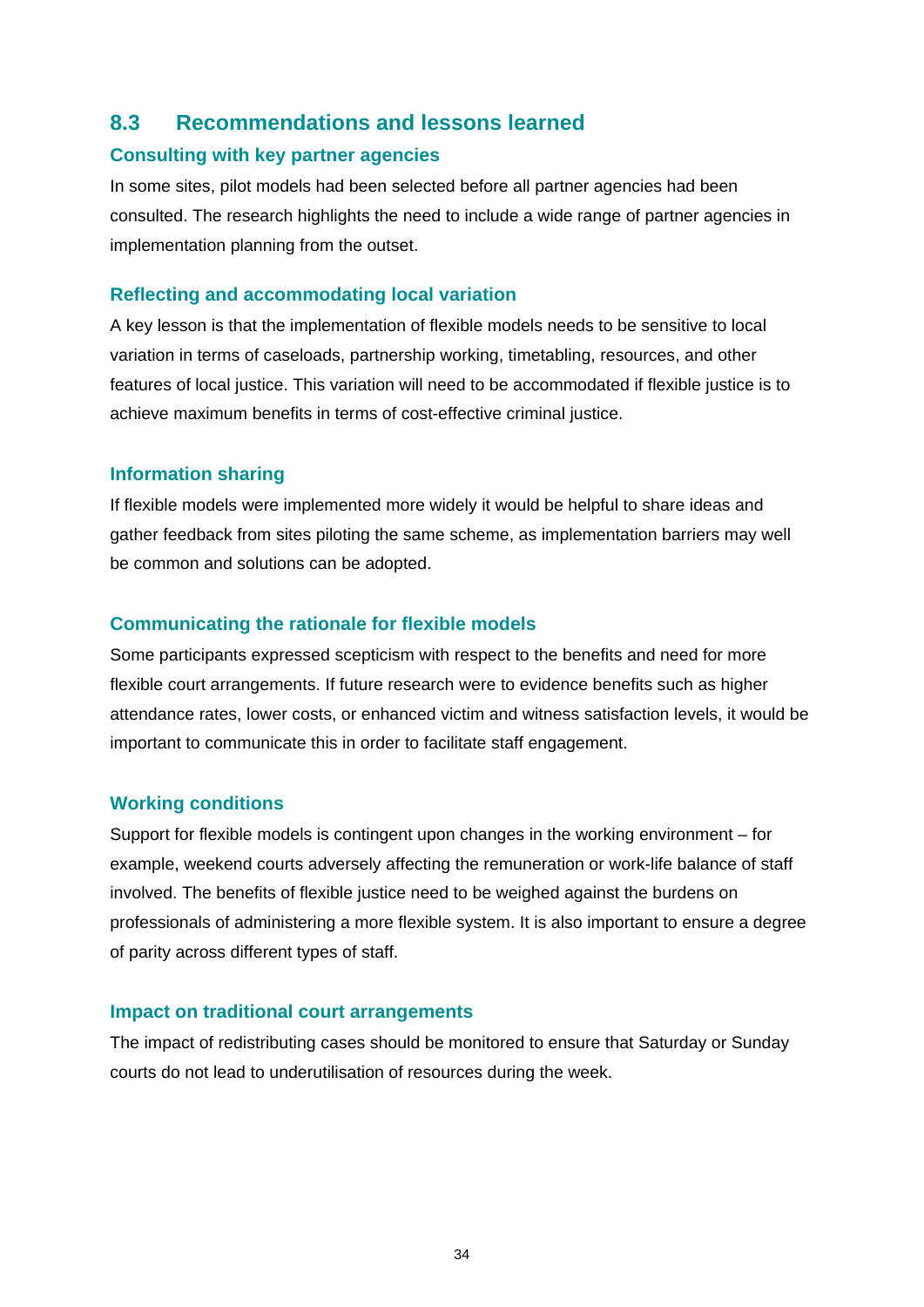## 8.3 Recommendations and lessons learned

### Consulting with key partner agencies

In some sites, pilot models had been selected before all partner agencies had been consulted. The research highlights the need to include a wide range of partner agencies in implementation planning from the outset.

### Reflecting and accommodating local variation

A key lesson is that the implementation of flexible models needs to be sensitive to local variation in terms of caseloads, partnership working, timetabling, resources, and other features of local justice. This variation will need to be accommodated if flexible justice is to achieve maximum benefits in terms of cost-effective criminal justice.

### Information sharing

If flexible models were implemented more widely it would be helpful to share ideas and gather feedback from sites piloting the same scheme, as implementation barriers may well be common and solutions can be adopted.

### Communicating the rationale for flexible models

Some participants expressed scepticism with respect to the benefits and need for more flexible court arrangements. If future research were to evidence benefits such as higher attendance rates, lower costs, or enhanced victim and witness satisfaction levels, it would be important to communicate this in order to facilitate staff engagement.

### Working conditions

Support for flexible models is contingent upon changes in the working environment – for example, weekend courts adversely affecting the remuneration or work-life balance of staff involved. The benefits of flexible justice need to be weighed against the burdens on professionals of administering a more flexible system. It is also important to ensure a degree of parity across different types of staff.

### Impact on traditional court arrangements

The impact of redistributing cases should be monitored to ensure that Saturday or Sunday courts do not lead to underutilisation of resources during the week.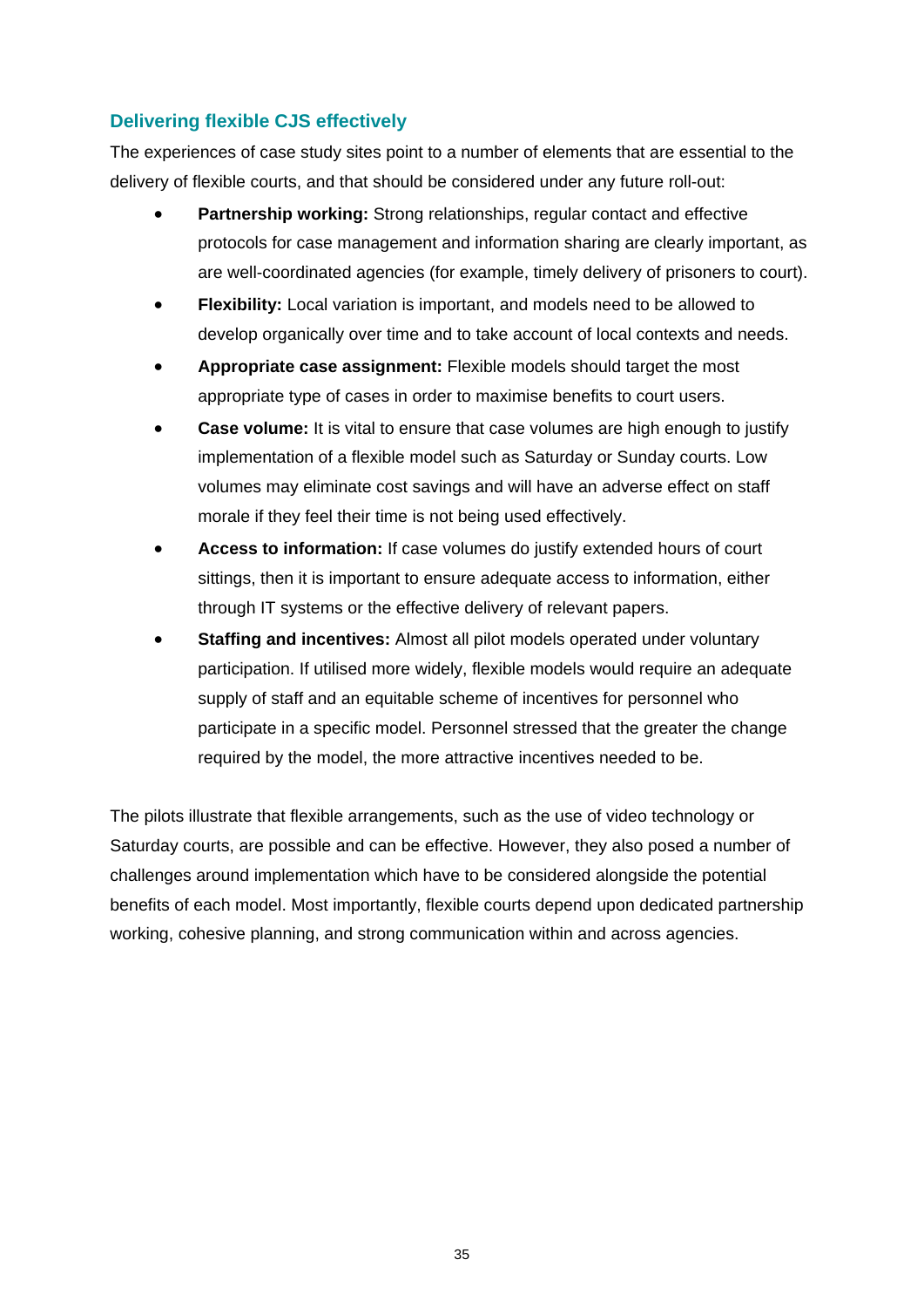### Delivering flexible CJS effectively

The experiences of case study sites point to a number of elements that are essential to the delivery of flexible courts, and that should be considered under any future roll-out:

- **Partnership working:** Strong relationships, regular contact and effective protocols for case management and information sharing are clearly important, as are well-coordinated agencies (for example, timely delivery of prisoners to court).
- **Flexibility:** Local variation is important, and models need to be allowed to develop organically over time and to take account of local contexts and needs.
- **Appropriate case assignment:** Flexible models should target the most appropriate type of cases in order to maximise benefits to court users.
- **Case volume:** It is vital to ensure that case volumes are high enough to justify implementation of a flexible model such as Saturday or Sunday courts. Low volumes may eliminate cost savings and will have an adverse effect on staff morale if they feel their time is not being used effectively.
- **Access to information:** If case volumes do justify extended hours of court sittings, then it is important to ensure adequate access to information, either through IT systems or the effective delivery of relevant papers.
- **Staffing and incentives:** Almost all pilot models operated under voluntary participation. If utilised more widely, flexible models would require an adequate supply of staff and an equitable scheme of incentives for personnel who participate in a specific model. Personnel stressed that the greater the change required by the model, the more attractive incentives needed to be.

The pilots illustrate that flexible arrangements, such as the use of video technology or Saturday courts, are possible and can be effective. However, they also posed a number of challenges around implementation which have to be considered alongside the potential benefits of each model. Most importantly, flexible courts depend upon dedicated partnership working, cohesive planning, and strong communication within and across agencies.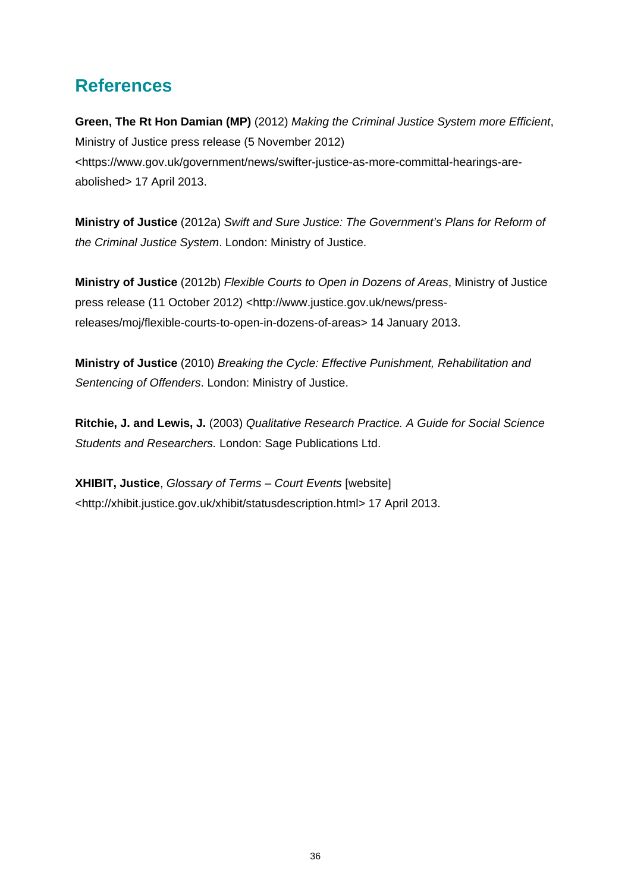## References

**Green, The Rt Hon Damian (MP)** (2012) *Making the Criminal Justice System more Efficient*, Ministry of Justice press release (5 November 2012) <https://www.gov.uk/government/news/swifter-justice-as-more-committal-hearings-are-abolished> 17 April 2013.

**Ministry of Justice** (2012a) *Swift and Sure Justice: The Government's Plans for Reform of the Criminal Justice System*. London: Ministry of Justice.

**Ministry of Justice** (2012b) *Flexible Courts to Open in Dozens of Areas*, Ministry of Justice press release (11 October 2012) <http://www.justice.gov.uk/news/press-releases/moj/flexible-courts-to-open-in-dozens-of-areas> 14 January 2013.

**Ministry of Justice** (2010) *Breaking the Cycle: Effective Punishment, Rehabilitation and Sentencing of Offenders*. London: Ministry of Justice.

**Ritchie, J. and Lewis, J.** (2003) *Qualitative Research Practice. A Guide for Social Science Students and Researchers.* London: Sage Publications Ltd.

**XHIBIT, Justice**, *Glossary of Terms – Court Events* [website] <http://xhibit.justice.gov.uk/xhibit/statusdescription.html> 17 April 2013.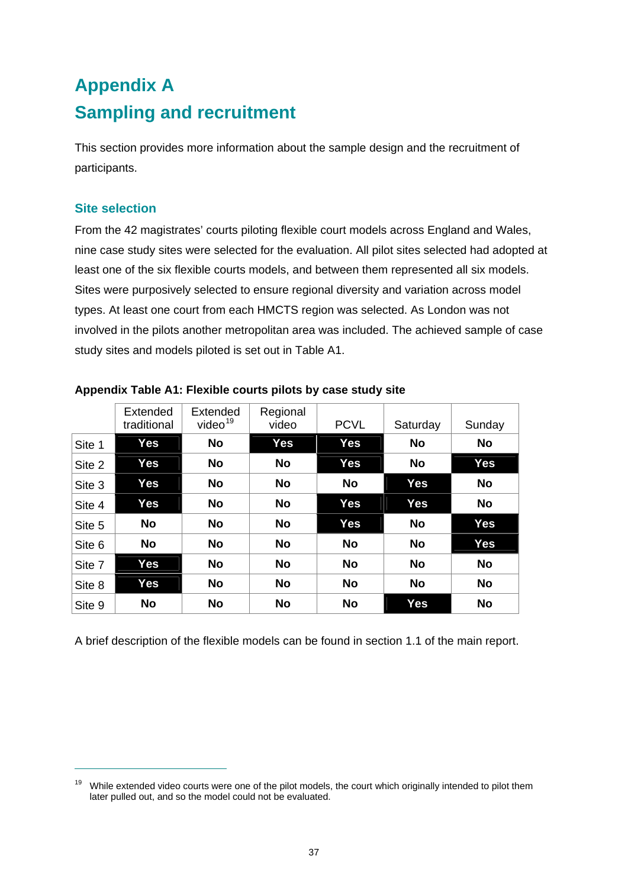# Appendix A
# Sampling and recruitment

This section provides more information about the sample design and the recruitment of participants.

## Site selection

From the 42 magistrates' courts piloting flexible court models across England and Wales, nine case study sites were selected for the evaluation. All pilot sites selected had adopted at least one of the six flexible courts models, and between them represented all six models. Sites were purposively selected to ensure regional diversity and variation across model types. At least one court from each HMCTS region was selected. As London was not involved in the pilots another metropolitan area was included. The achieved sample of case study sites and models piloted is set out in Table A1.

**Appendix Table A1: Flexible courts pilots by case study site**

| | Extended traditional | Extended video[19] | Regional video | PCVL | Saturday | Sunday |
|---|---|---|---|---|---|---|
| Site 1 | **Yes** | **No** | **Yes** | **Yes** | **No** | **No** |
| Site 2 | **Yes** | **No** | **No** | **Yes** | **No** | **Yes** |
| Site 3 | **Yes** | **No** | **No** | **No** | **Yes** | **No** |
| Site 4 | **Yes** | **No** | **No** | **Yes** | **Yes** | **No** |
| Site 5 | **No** | **No** | **No** | **Yes** | **No** | **Yes** |
| Site 6 | **No** | **No** | **No** | **No** | **No** | **Yes** |
| Site 7 | **Yes** | **No** | **No** | **No** | **No** | **No** |
| Site 8 | **Yes** | **No** | **No** | **No** | **No** | **No** |
| Site 9 | **No** | **No** | **No** | **No** | **Yes** | **No** |

A brief description of the flexible models can be found in section 1.1 of the main report.

---

[19] While extended video courts were one of the pilot models, the court which originally intended to pilot them later pulled out, and so the model could not be evaluated.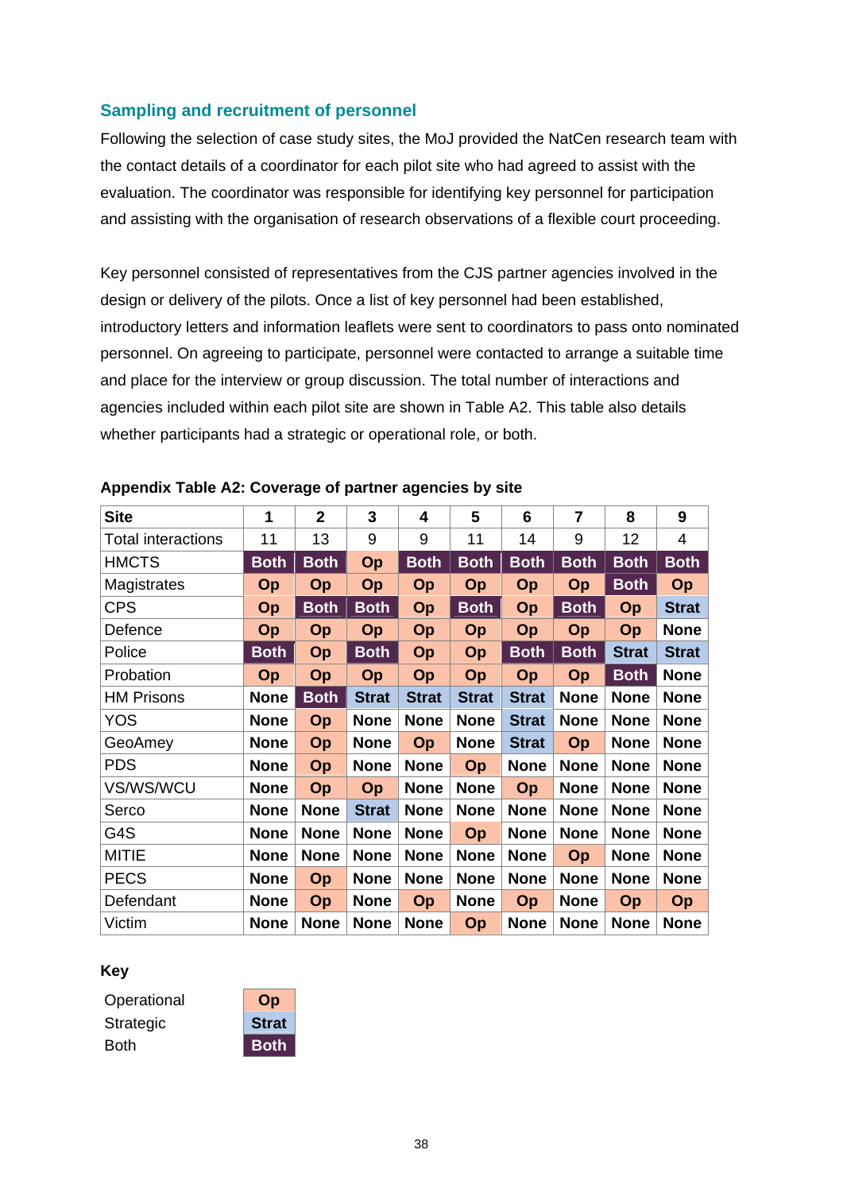## Sampling and recruitment of personnel

Following the selection of case study sites, the MoJ provided the NatCen research team with the contact details of a coordinator for each pilot site who had agreed to assist with the evaluation. The coordinator was responsible for identifying key personnel for participation and assisting with the organisation of research observations of a flexible court proceeding.

Key personnel consisted of representatives from the CJS partner agencies involved in the design or delivery of the pilots. Once a list of key personnel had been established, introductory letters and information leaflets were sent to coordinators to pass onto nominated personnel. On agreeing to participate, personnel were contacted to arrange a suitable time and place for the interview or group discussion. The total number of interactions and agencies included within each pilot site are shown in Table A2. This table also details whether participants had a strategic or operational role, or both.

**Appendix Table A2: Coverage of partner agencies by site**

| Site | 1 | 2 | 3 | 4 | 5 | 6 | 7 | 8 | 9 |
|---|---|---|---|---|---|---|---|---|---|
| Total interactions | 11 | 13 | 9 | 9 | 11 | 14 | 9 | 12 | 4 |
| HMCTS | Both | Both | Op | Both | Both | Both | Both | Both | Both |
| Magistrates | Op | Op | Op | Op | Op | Op | Op | Both | Op |
| CPS | Op | Both | Both | Op | Both | Op | Both | Op | Strat |
| Defence | Op | Op | Op | Op | Op | Op | Op | Op | None |
| Police | Both | Op | Both | Op | Op | Both | Both | Strat | Strat |
| Probation | Op | Op | Op | Op | Op | Op | Op | Both | None |
| HM Prisons | None | Both | Strat | Strat | Strat | Strat | None | None | None |
| YOS | None | Op | None | None | None | Strat | None | None | None |
| GeoAmey | None | Op | None | Op | None | Strat | Op | None | None |
| PDS | None | Op | None | None | Op | None | None | None | None |
| VS/WS/WCU | None | Op | Op | None | None | Op | None | None | None |
| Serco | None | None | Strat | None | None | None | None | None | None |
| G4S | None | None | None | None | Op | None | None | None | None |
| MITIE | None | None | None | None | None | None | Op | None | None |
| PECS | None | Op | None | None | None | None | None | None | None |
| Defendant | None | Op | None | Op | None | Op | None | Op | Op |
| Victim | None | None | None | None | Op | None | None | None | None |

**Key**

| | |
|---|---|
| Operational | Op |
| Strategic | Strat |
| Both | Both |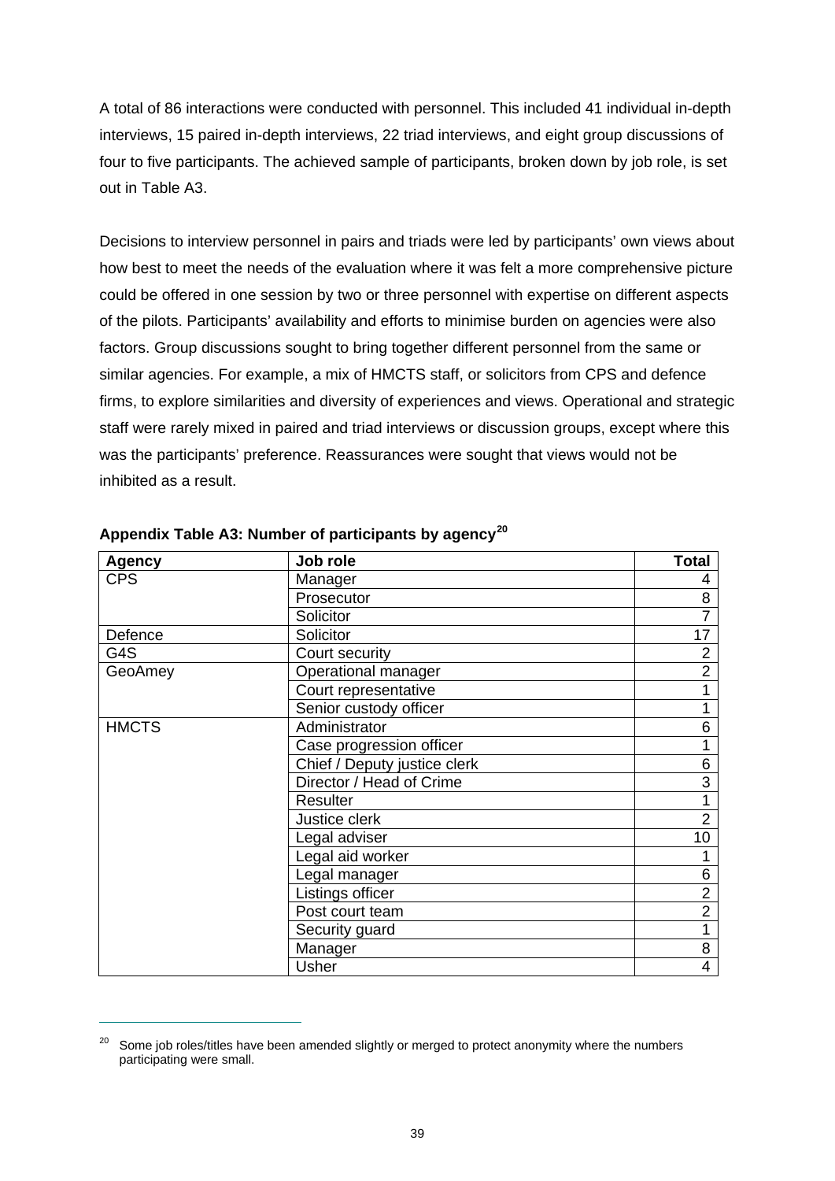A total of 86 interactions were conducted with personnel. This included 41 individual in-depth interviews, 15 paired in-depth interviews, 22 triad interviews, and eight group discussions of four to five participants. The achieved sample of participants, broken down by job role, is set out in Table A3.

Decisions to interview personnel in pairs and triads were led by participants' own views about how best to meet the needs of the evaluation where it was felt a more comprehensive picture could be offered in one session by two or three personnel with expertise on different aspects of the pilots. Participants' availability and efforts to minimise burden on agencies were also factors. Group discussions sought to bring together different personnel from the same or similar agencies. For example, a mix of HMCTS staff, or solicitors from CPS and defence firms, to explore similarities and diversity of experiences and views. Operational and strategic staff were rarely mixed in paired and triad interviews or discussion groups, except where this was the participants' preference. Reassurances were sought that views would not be inhibited as a result.

**Appendix Table A3: Number of participants by agency[20]**

| Agency | Job role | Total |
|---|---|---|
| CPS | Manager | 4 |
| | Prosecutor | 8 |
| | Solicitor | 7 |
| Defence | Solicitor | 17 |
| G4S | Court security | 2 |
| GeoAmey | Operational manager | 2 |
| | Court representative | 1 |
| | Senior custody officer | 1 |
| HMCTS | Administrator | 6 |
| | Case progression officer | 1 |
| | Chief / Deputy justice clerk | 6 |
| | Director / Head of Crime | 3 |
| | Resulter | 1 |
| | Justice clerk | 2 |
| | Legal adviser | 10 |
| | Legal aid worker | 1 |
| | Legal manager | 6 |
| | Listings officer | 2 |
| | Post court team | 2 |
| | Security guard | 1 |
| | Manager | 8 |
| | Usher | 4 |

[20] Some job roles/titles have been amended slightly or merged to protect anonymity where the numbers participating were small.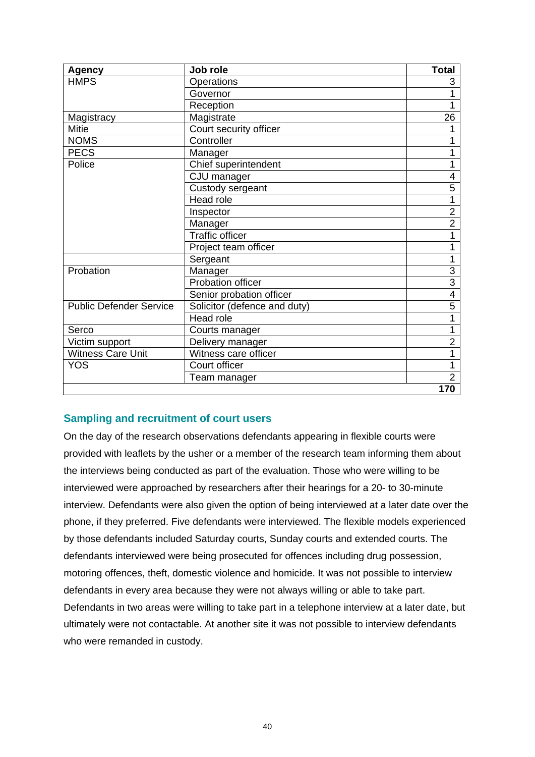| Agency | Job role | Total |
|---|---|---|
| HMPS | Operations | 3 |
| | Governor | 1 |
| | Reception | 1 |
| Magistracy | Magistrate | 26 |
| Mitie | Court security officer | 1 |
| NOMS | Controller | 1 |
| PECS | Manager | 1 |
| Police | Chief superintendent | 1 |
| | CJU manager | 4 |
| | Custody sergeant | 5 |
| | Head role | 1 |
| | Inspector | 2 |
| | Manager | 2 |
| | Traffic officer | 1 |
| | Project team officer | 1 |
| | Sergeant | 1 |
| Probation | Manager | 3 |
| | Probation officer | 3 |
| | Senior probation officer | 4 |
| Public Defender Service | Solicitor (defence and duty) | 5 |
| | Head role | 1 |
| Serco | Courts manager | 1 |
| Victim support | Delivery manager | 2 |
| Witness Care Unit | Witness care officer | 1 |
| YOS | Court officer | 1 |
| | Team manager | 2 |
| | | **170** |

## Sampling and recruitment of court users

On the day of the research observations defendants appearing in flexible courts were provided with leaflets by the usher or a member of the research team informing them about the interviews being conducted as part of the evaluation. Those who were willing to be interviewed were approached by researchers after their hearings for a 20- to 30-minute interview. Defendants were also given the option of being interviewed at a later date over the phone, if they preferred. Five defendants were interviewed. The flexible models experienced by those defendants included Saturday courts, Sunday courts and extended courts. The defendants interviewed were being prosecuted for offences including drug possession, motoring offences, theft, domestic violence and homicide. It was not possible to interview defendants in every area because they were not always willing or able to take part. Defendants in two areas were willing to take part in a telephone interview at a later date, but ultimately were not contactable. At another site it was not possible to interview defendants who were remanded in custody.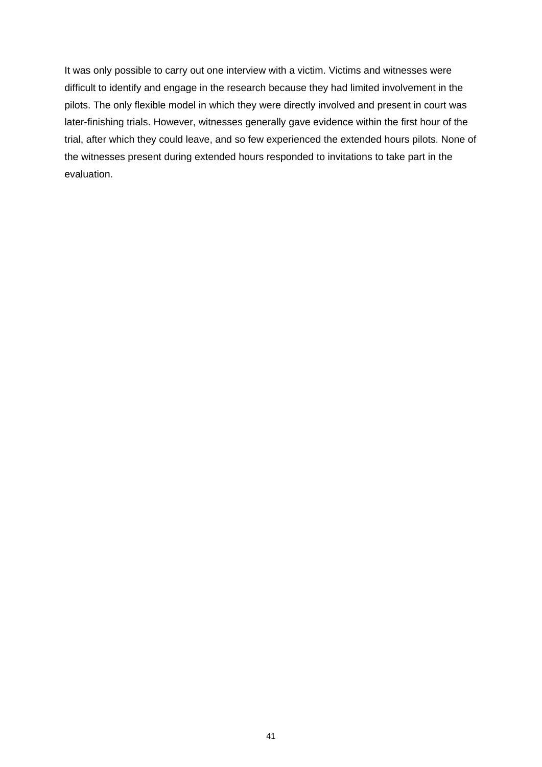It was only possible to carry out one interview with a victim. Victims and witnesses were difficult to identify and engage in the research because they had limited involvement in the pilots. The only flexible model in which they were directly involved and present in court was later-finishing trials. However, witnesses generally gave evidence within the first hour of the trial, after which they could leave, and so few experienced the extended hours pilots. None of the witnesses present during extended hours responded to invitations to take part in the evaluation.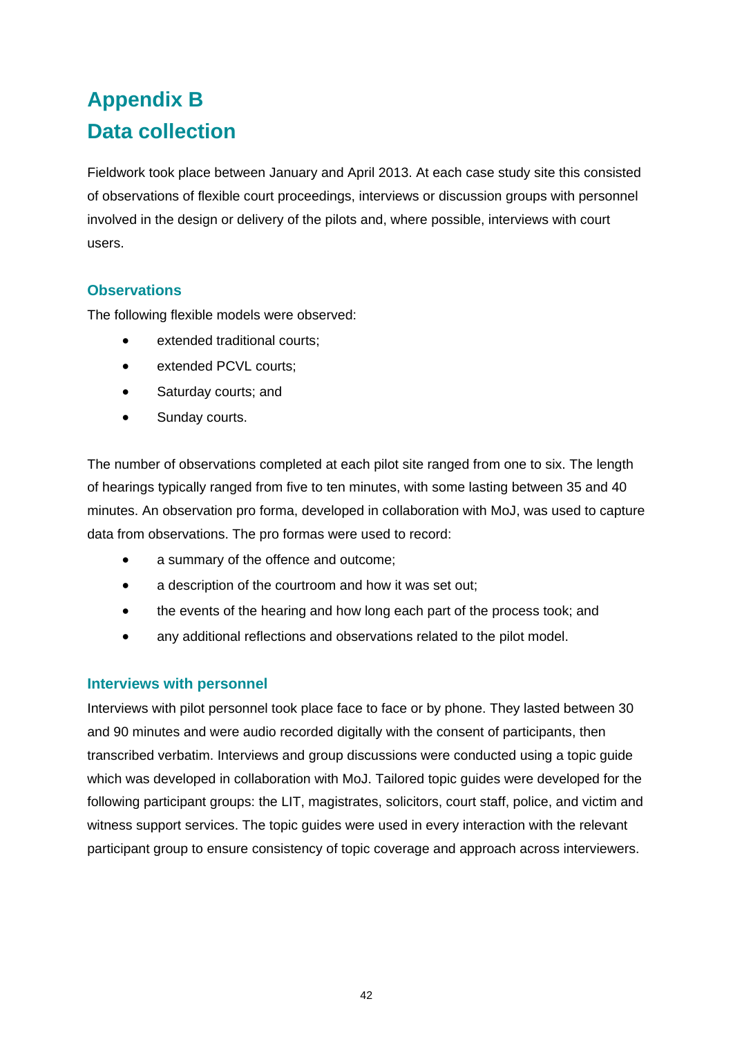# Appendix B
# Data collection

Fieldwork took place between January and April 2013. At each case study site this consisted of observations of flexible court proceedings, interviews or discussion groups with personnel involved in the design or delivery of the pilots and, where possible, interviews with court users.

### Observations

The following flexible models were observed:

- extended traditional courts;
- extended PCVL courts;
- Saturday courts; and
- Sunday courts.

The number of observations completed at each pilot site ranged from one to six. The length of hearings typically ranged from five to ten minutes, with some lasting between 35 and 40 minutes. An observation pro forma, developed in collaboration with MoJ, was used to capture data from observations. The pro formas were used to record:

- a summary of the offence and outcome;
- a description of the courtroom and how it was set out;
- the events of the hearing and how long each part of the process took; and
- any additional reflections and observations related to the pilot model.

### Interviews with personnel

Interviews with pilot personnel took place face to face or by phone. They lasted between 30 and 90 minutes and were audio recorded digitally with the consent of participants, then transcribed verbatim. Interviews and group discussions were conducted using a topic guide which was developed in collaboration with MoJ. Tailored topic guides were developed for the following participant groups: the LIT, magistrates, solicitors, court staff, police, and victim and witness support services. The topic guides were used in every interaction with the relevant participant group to ensure consistency of topic coverage and approach across interviewers.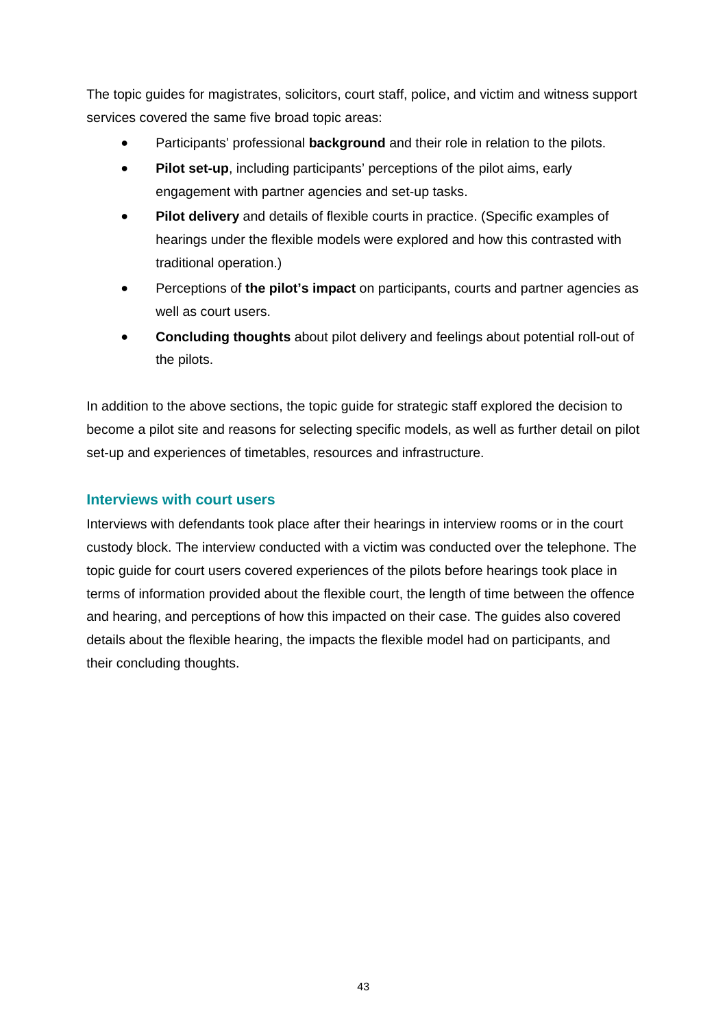The topic guides for magistrates, solicitors, court staff, police, and victim and witness support services covered the same five broad topic areas:

- Participants' professional **background** and their role in relation to the pilots.
- **Pilot set-up**, including participants' perceptions of the pilot aims, early engagement with partner agencies and set-up tasks.
- **Pilot delivery** and details of flexible courts in practice. (Specific examples of hearings under the flexible models were explored and how this contrasted with traditional operation.)
- Perceptions of **the pilot's impact** on participants, courts and partner agencies as well as court users.
- **Concluding thoughts** about pilot delivery and feelings about potential roll-out of the pilots.

In addition to the above sections, the topic guide for strategic staff explored the decision to become a pilot site and reasons for selecting specific models, as well as further detail on pilot set-up and experiences of timetables, resources and infrastructure.

### Interviews with court users

Interviews with defendants took place after their hearings in interview rooms or in the court custody block. The interview conducted with a victim was conducted over the telephone. The topic guide for court users covered experiences of the pilots before hearings took place in terms of information provided about the flexible court, the length of time between the offence and hearing, and perceptions of how this impacted on their case. The guides also covered details about the flexible hearing, the impacts the flexible model had on participants, and their concluding thoughts.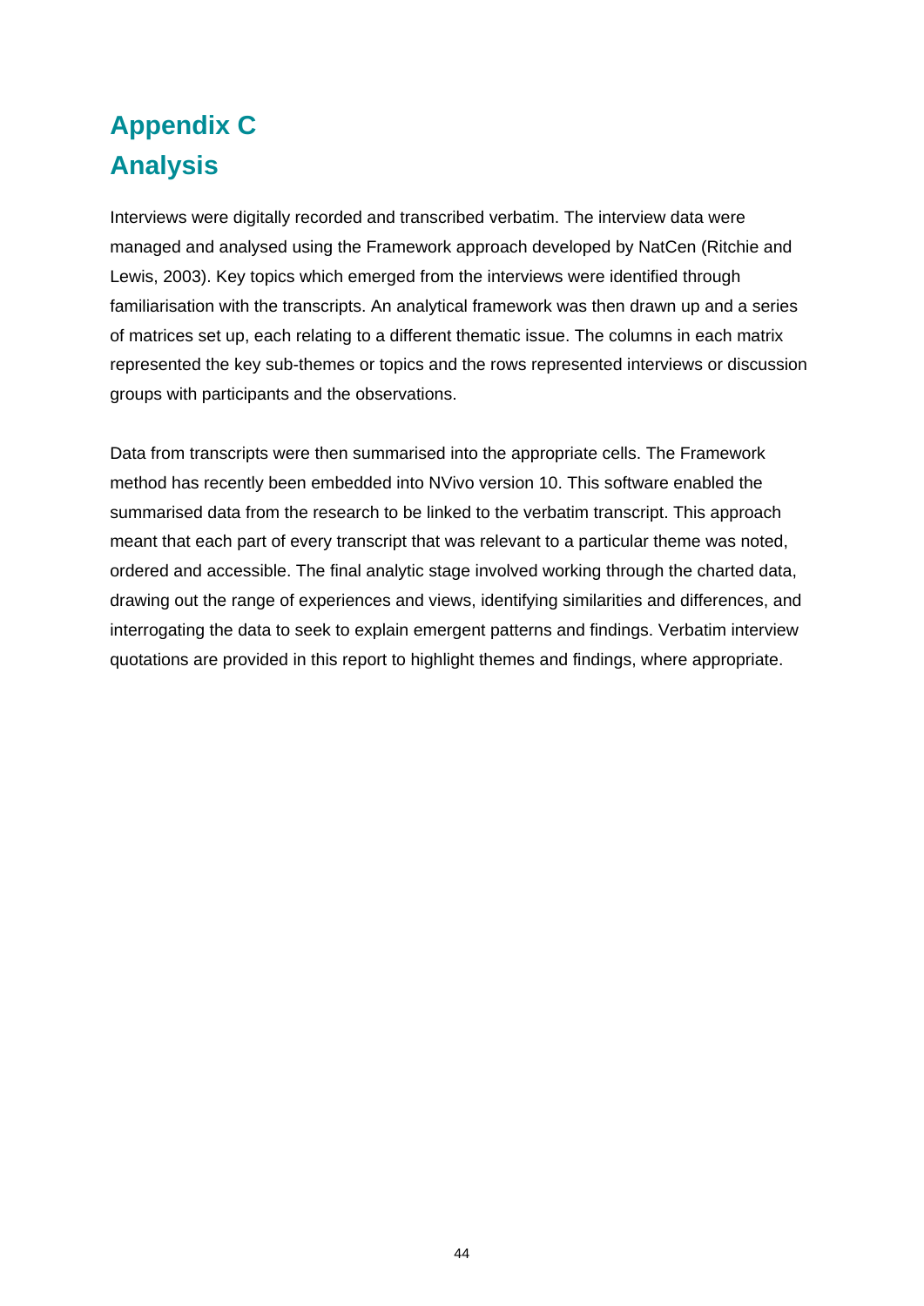# Appendix C
# Analysis

Interviews were digitally recorded and transcribed verbatim. The interview data were managed and analysed using the Framework approach developed by NatCen (Ritchie and Lewis, 2003). Key topics which emerged from the interviews were identified through familiarisation with the transcripts. An analytical framework was then drawn up and a series of matrices set up, each relating to a different thematic issue. The columns in each matrix represented the key sub-themes or topics and the rows represented interviews or discussion groups with participants and the observations.

Data from transcripts were then summarised into the appropriate cells. The Framework method has recently been embedded into NVivo version 10. This software enabled the summarised data from the research to be linked to the verbatim transcript. This approach meant that each part of every transcript that was relevant to a particular theme was noted, ordered and accessible. The final analytic stage involved working through the charted data, drawing out the range of experiences and views, identifying similarities and differences, and interrogating the data to seek to explain emergent patterns and findings. Verbatim interview quotations are provided in this report to highlight themes and findings, where appropriate.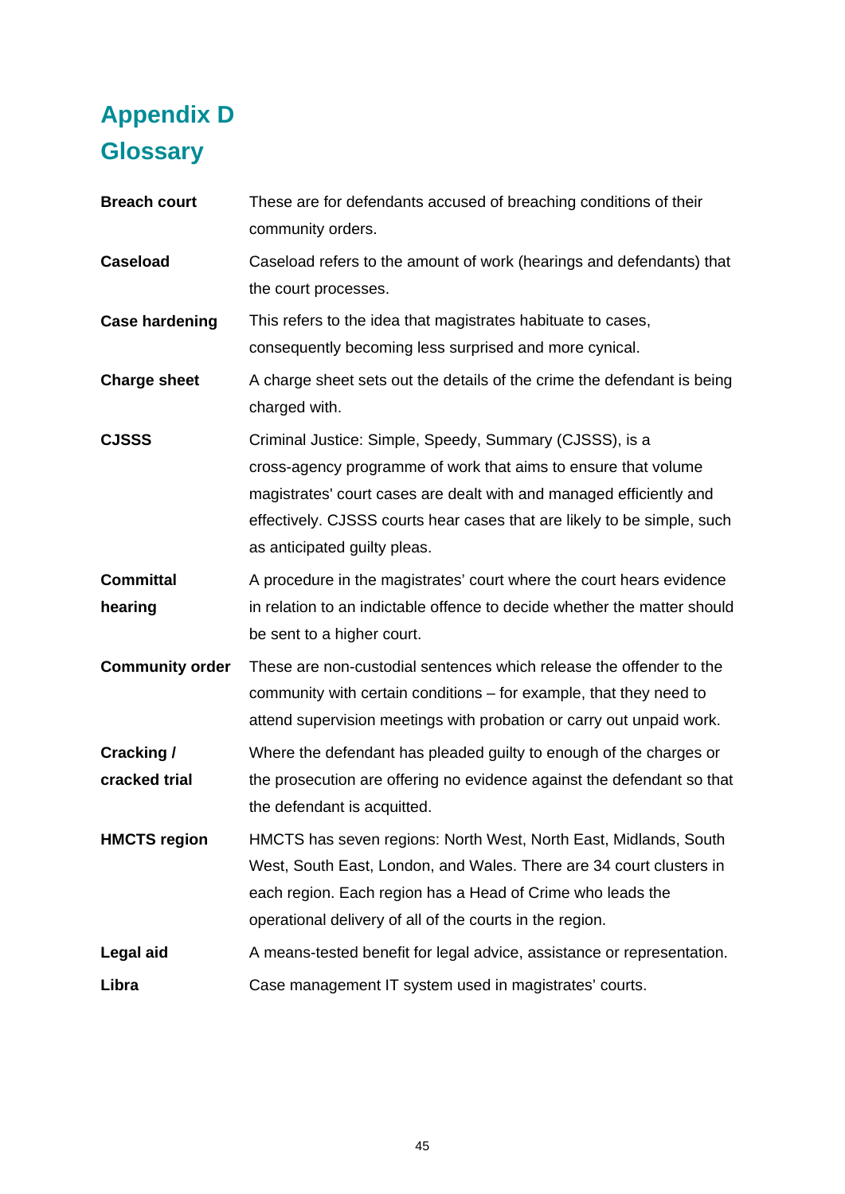# Appendix D

# Glossary

| | |
|---|---|
| **Breach court** | These are for defendants accused of breaching conditions of their community orders. |
| **Caseload** | Caseload refers to the amount of work (hearings and defendants) that the court processes. |
| **Case hardening** | This refers to the idea that magistrates habituate to cases, consequently becoming less surprised and more cynical. |
| **Charge sheet** | A charge sheet sets out the details of the crime the defendant is being charged with. |
| **CJSSS** | Criminal Justice: Simple, Speedy, Summary (CJSSS), is a cross-agency programme of work that aims to ensure that volume magistrates' court cases are dealt with and managed efficiently and effectively. CJSSS courts hear cases that are likely to be simple, such as anticipated guilty pleas. |
| **Committal hearing** | A procedure in the magistrates' court where the court hears evidence in relation to an indictable offence to decide whether the matter should be sent to a higher court. |
| **Community order** | These are non-custodial sentences which release the offender to the community with certain conditions – for example, that they need to attend supervision meetings with probation or carry out unpaid work. |
| **Cracking / cracked trial** | Where the defendant has pleaded guilty to enough of the charges or the prosecution are offering no evidence against the defendant so that the defendant is acquitted. |
| **HMCTS region** | HMCTS has seven regions: North West, North East, Midlands, South West, South East, London, and Wales. There are 34 court clusters in each region. Each region has a Head of Crime who leads the operational delivery of all of the courts in the region. |
| **Legal aid** | A means-tested benefit for legal advice, assistance or representation. |
| **Libra** | Case management IT system used in magistrates' courts. |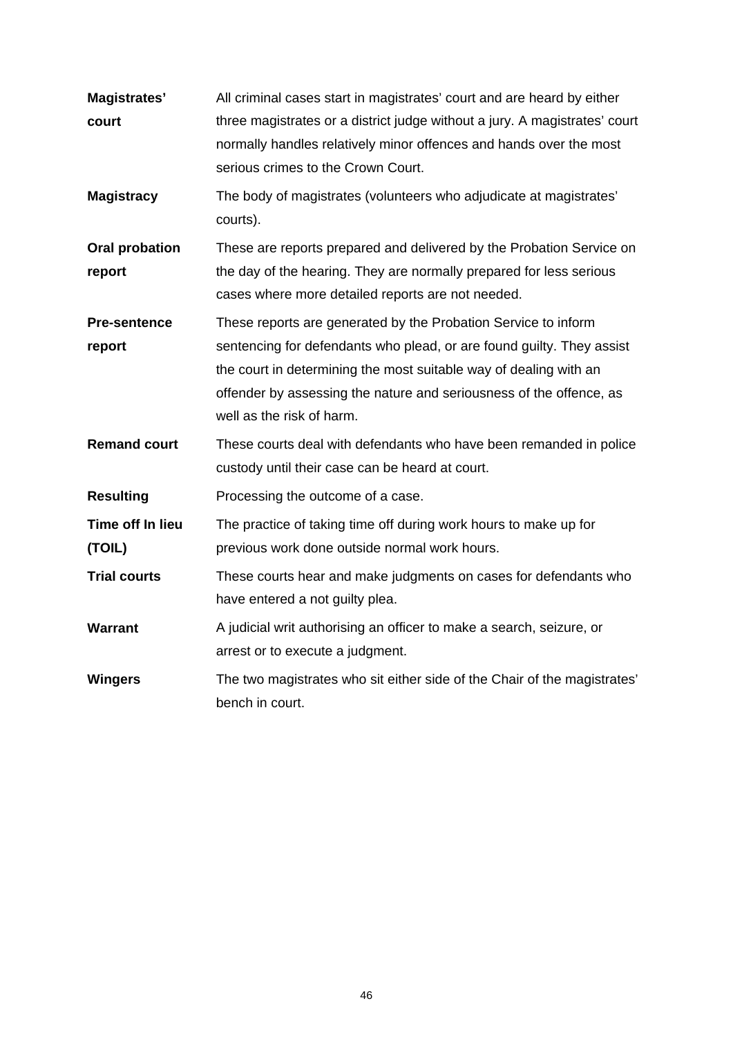| | |
|---|---|
| **Magistrates' court** | All criminal cases start in magistrates' court and are heard by either three magistrates or a district judge without a jury. A magistrates' court normally handles relatively minor offences and hands over the most serious crimes to the Crown Court. |
| **Magistracy** | The body of magistrates (volunteers who adjudicate at magistrates' courts). |
| **Oral probation report** | These are reports prepared and delivered by the Probation Service on the day of the hearing. They are normally prepared for less serious cases where more detailed reports are not needed. |
| **Pre-sentence report** | These reports are generated by the Probation Service to inform sentencing for defendants who plead, or are found guilty. They assist the court in determining the most suitable way of dealing with an offender by assessing the nature and seriousness of the offence, as well as the risk of harm. |
| **Remand court** | These courts deal with defendants who have been remanded in police custody until their case can be heard at court. |
| **Resulting** | Processing the outcome of a case. |
| **Time off In lieu (TOIL)** | The practice of taking time off during work hours to make up for previous work done outside normal work hours. |
| **Trial courts** | These courts hear and make judgments on cases for defendants who have entered a not guilty plea. |
| **Warrant** | A judicial writ authorising an officer to make a search, seizure, or arrest or to execute a judgment. |
| **Wingers** | The two magistrates who sit either side of the Chair of the magistrates' bench in court. |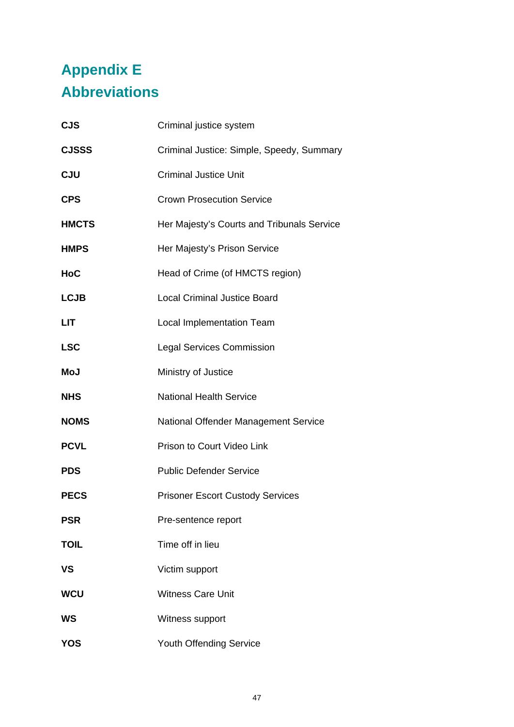# Appendix E
# Abbreviations

| | |
|---|---|
| **CJS** | Criminal justice system |
| **CJSSS** | Criminal Justice: Simple, Speedy, Summary |
| **CJU** | Criminal Justice Unit |
| **CPS** | Crown Prosecution Service |
| **HMCTS** | Her Majesty's Courts and Tribunals Service |
| **HMPS** | Her Majesty's Prison Service |
| **HoC** | Head of Crime (of HMCTS region) |
| **LCJB** | Local Criminal Justice Board |
| **LIT** | Local Implementation Team |
| **LSC** | Legal Services Commission |
| **MoJ** | Ministry of Justice |
| **NHS** | National Health Service |
| **NOMS** | National Offender Management Service |
| **PCVL** | Prison to Court Video Link |
| **PDS** | Public Defender Service |
| **PECS** | Prisoner Escort Custody Services |
| **PSR** | Pre-sentence report |
| **TOIL** | Time off in lieu |
| **VS** | Victim support |
| **WCU** | Witness Care Unit |
| **WS** | Witness support |
| **YOS** | Youth Offending Service |